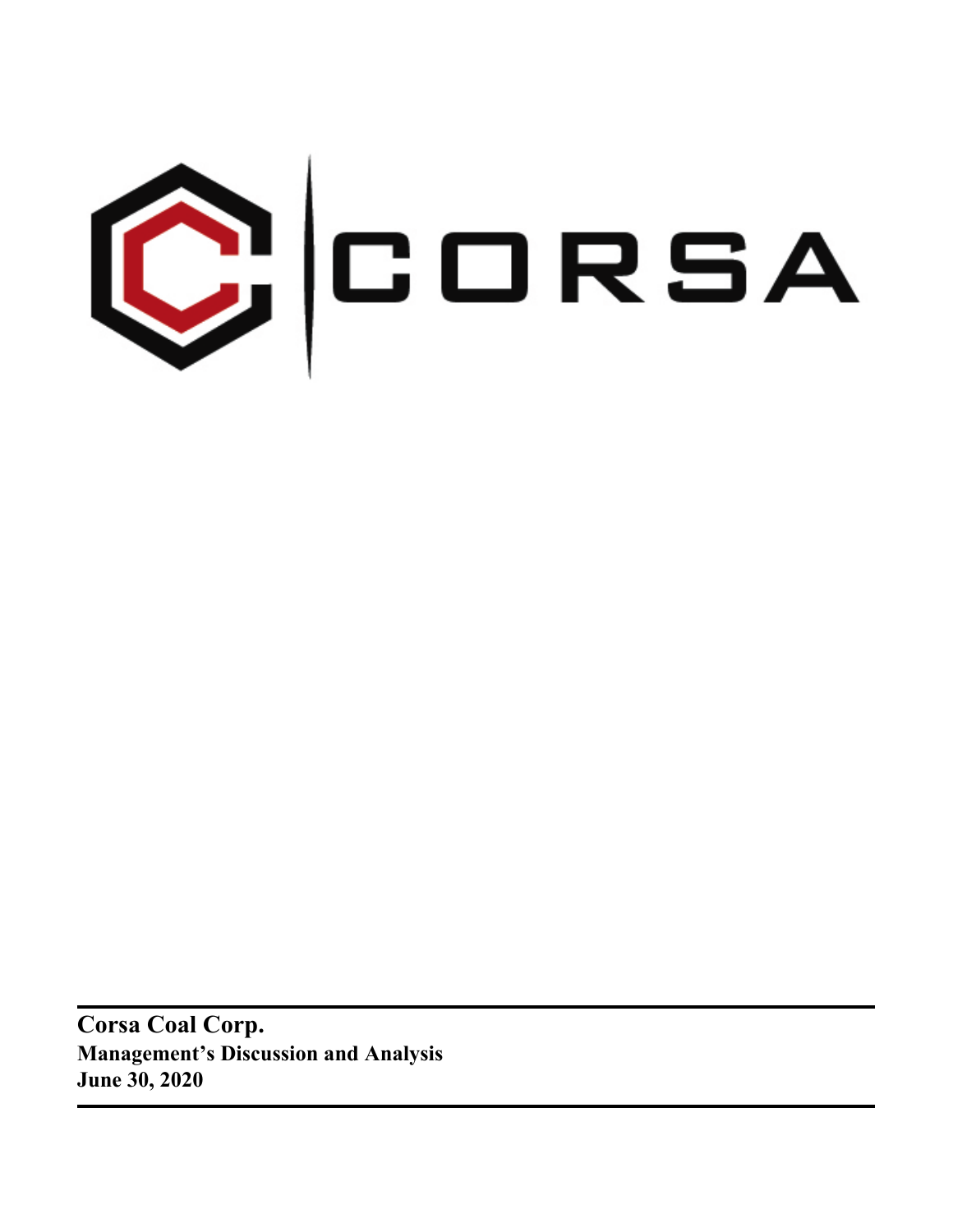CORSA

**Corsa Coal Corp.**
**Management's Discussion and Analysis**
**June 30, 2020**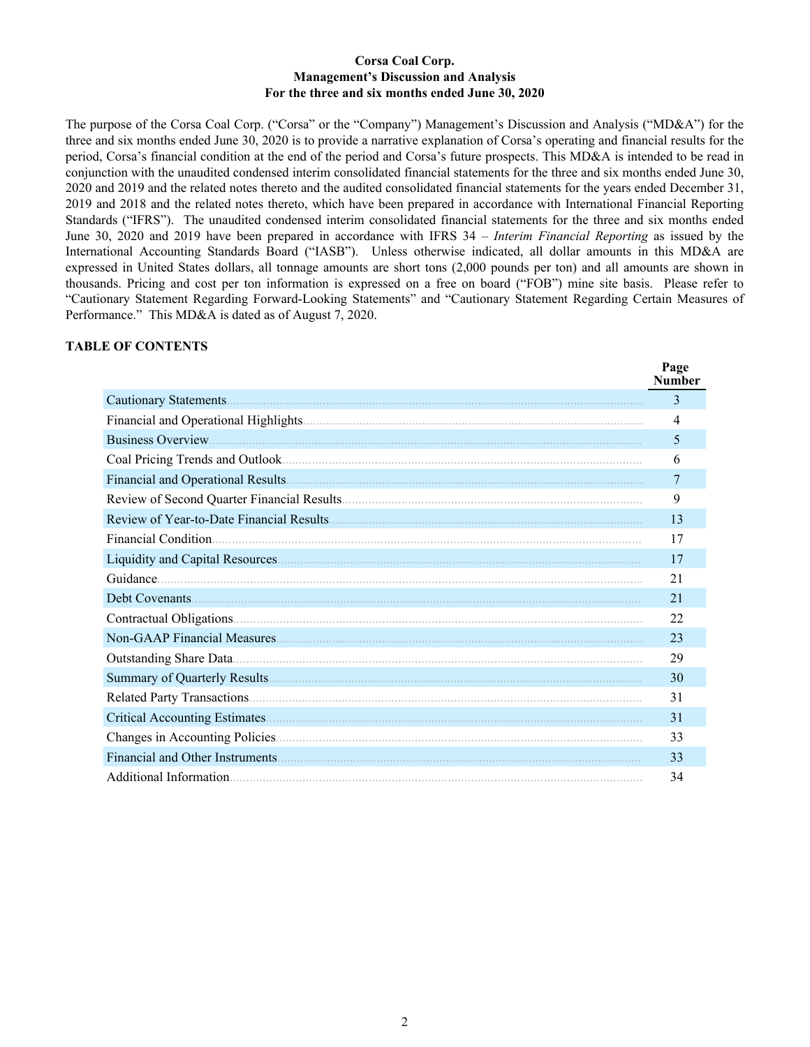**Corsa Coal Corp.**
**Management's Discussion and Analysis**
**For the three and six months ended June 30, 2020**

The purpose of the Corsa Coal Corp. ("Corsa" or the "Company") Management's Discussion and Analysis ("MD&A") for the three and six months ended June 30, 2020 is to provide a narrative explanation of Corsa's operating and financial results for the period, Corsa's financial condition at the end of the period and Corsa's future prospects. This MD&A is intended to be read in conjunction with the unaudited condensed interim consolidated financial statements for the three and six months ended June 30, 2020 and 2019 and the related notes thereto and the audited consolidated financial statements for the years ended December 31, 2019 and 2018 and the related notes thereto, which have been prepared in accordance with International Financial Reporting Standards ("IFRS"). The unaudited condensed interim consolidated financial statements for the three and six months ended June 30, 2020 and 2019 have been prepared in accordance with IFRS 34 – *Interim Financial Reporting* as issued by the International Accounting Standards Board ("IASB"). Unless otherwise indicated, all dollar amounts in this MD&A are expressed in United States dollars, all tonnage amounts are short tons (2,000 pounds per ton) and all amounts are shown in thousands. Pricing and cost per ton information is expressed on a free on board ("FOB") mine site basis. Please refer to "Cautionary Statement Regarding Forward-Looking Statements" and "Cautionary Statement Regarding Certain Measures of Performance." This MD&A is dated as of August 7, 2020.

**TABLE OF CONTENTS**

| | Page Number |
|---|---|
| Cautionary Statements | 3 |
| Financial and Operational Highlights | 4 |
| Business Overview | 5 |
| Coal Pricing Trends and Outlook | 6 |
| Financial and Operational Results | 7 |
| Review of Second Quarter Financial Results | 9 |
| Review of Year-to-Date Financial Results | 13 |
| Financial Condition | 17 |
| Liquidity and Capital Resources | 17 |
| Guidance | 21 |
| Debt Covenants | 21 |
| Contractual Obligations | 22 |
| Non-GAAP Financial Measures | 23 |
| Outstanding Share Data | 29 |
| Summary of Quarterly Results | 30 |
| Related Party Transactions | 31 |
| Critical Accounting Estimates | 31 |
| Changes in Accounting Policies | 33 |
| Financial and Other Instruments | 33 |
| Additional Information | 34 |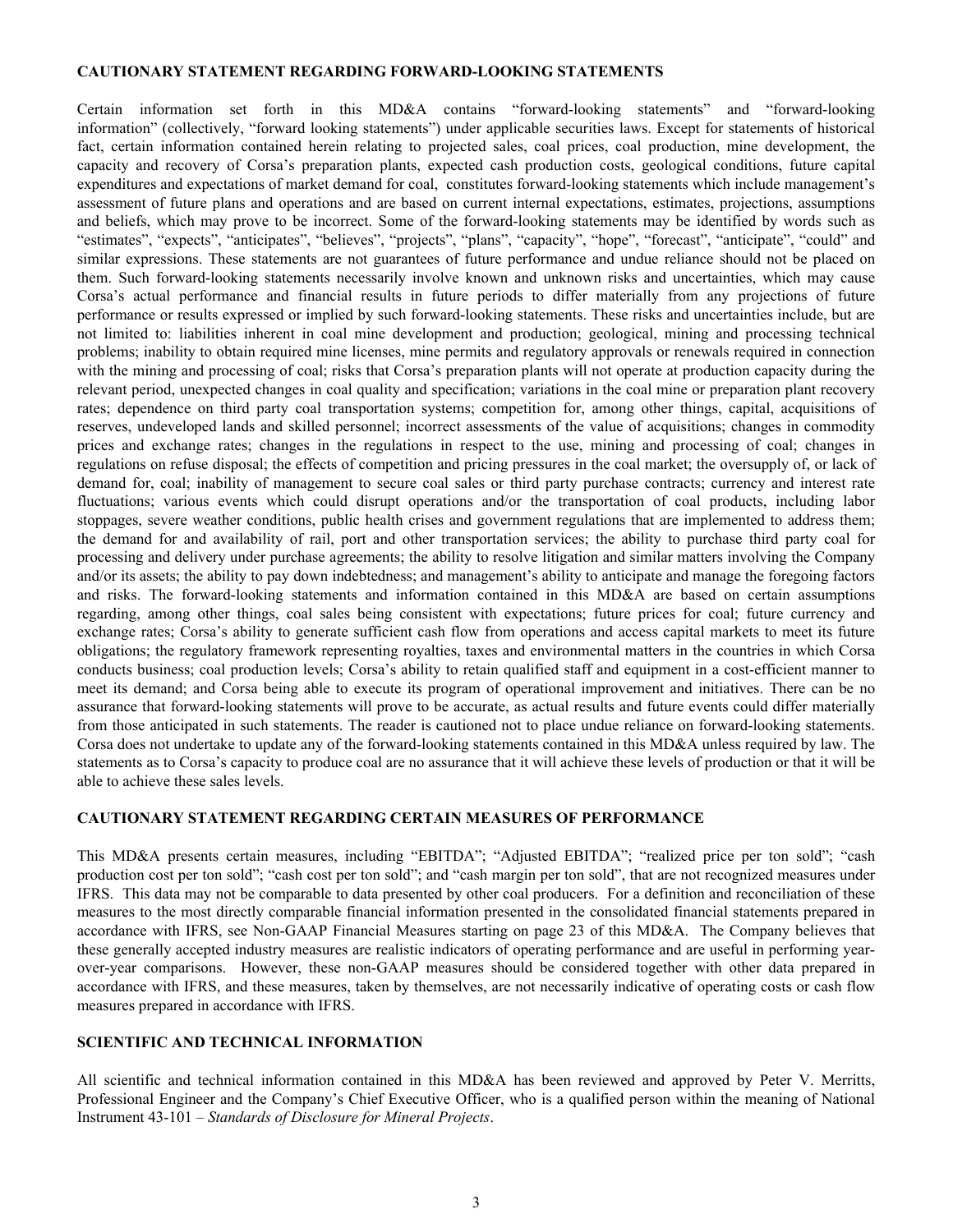## CAUTIONARY STATEMENT REGARDING FORWARD-LOOKING STATEMENTS

Certain information set forth in this MD&A contains "forward-looking statements" and "forward-looking information" (collectively, "forward looking statements") under applicable securities laws. Except for statements of historical fact, certain information contained herein relating to projected sales, coal prices, coal production, mine development, the capacity and recovery of Corsa's preparation plants, expected cash production costs, geological conditions, future capital expenditures and expectations of market demand for coal, constitutes forward-looking statements which include management's assessment of future plans and operations and are based on current internal expectations, estimates, projections, assumptions and beliefs, which may prove to be incorrect. Some of the forward-looking statements may be identified by words such as "estimates", "expects", "anticipates", "believes", "projects", "plans", "capacity", "hope", "forecast", "anticipate", "could" and similar expressions. These statements are not guarantees of future performance and undue reliance should not be placed on them. Such forward-looking statements necessarily involve known and unknown risks and uncertainties, which may cause Corsa's actual performance and financial results in future periods to differ materially from any projections of future performance or results expressed or implied by such forward-looking statements. These risks and uncertainties include, but are not limited to: liabilities inherent in coal mine development and production; geological, mining and processing technical problems; inability to obtain required mine licenses, mine permits and regulatory approvals or renewals required in connection with the mining and processing of coal; risks that Corsa's preparation plants will not operate at production capacity during the relevant period, unexpected changes in coal quality and specification; variations in the coal mine or preparation plant recovery rates; dependence on third party coal transportation systems; competition for, among other things, capital, acquisitions of reserves, undeveloped lands and skilled personnel; incorrect assessments of the value of acquisitions; changes in commodity prices and exchange rates; changes in the regulations in respect to the use, mining and processing of coal; changes in regulations on refuse disposal; the effects of competition and pricing pressures in the coal market; the oversupply of, or lack of demand for, coal; inability of management to secure coal sales or third party purchase contracts; currency and interest rate fluctuations; various events which could disrupt operations and/or the transportation of coal products, including labor stoppages, severe weather conditions, public health crises and government regulations that are implemented to address them; the demand for and availability of rail, port and other transportation services; the ability to purchase third party coal for processing and delivery under purchase agreements; the ability to resolve litigation and similar matters involving the Company and/or its assets; the ability to pay down indebtedness; and management's ability to anticipate and manage the foregoing factors and risks. The forward-looking statements and information contained in this MD&A are based on certain assumptions regarding, among other things, coal sales being consistent with expectations; future prices for coal; future currency and exchange rates; Corsa's ability to generate sufficient cash flow from operations and access capital markets to meet its future obligations; the regulatory framework representing royalties, taxes and environmental matters in the countries in which Corsa conducts business; coal production levels; Corsa's ability to retain qualified staff and equipment in a cost-efficient manner to meet its demand; and Corsa being able to execute its program of operational improvement and initiatives. There can be no assurance that forward-looking statements will prove to be accurate, as actual results and future events could differ materially from those anticipated in such statements. The reader is cautioned not to place undue reliance on forward-looking statements. Corsa does not undertake to update any of the forward-looking statements contained in this MD&A unless required by law. The statements as to Corsa's capacity to produce coal are no assurance that it will achieve these levels of production or that it will be able to achieve these sales levels.

## CAUTIONARY STATEMENT REGARDING CERTAIN MEASURES OF PERFORMANCE

This MD&A presents certain measures, including "EBITDA"; "Adjusted EBITDA"; "realized price per ton sold"; "cash production cost per ton sold"; "cash cost per ton sold"; and "cash margin per ton sold", that are not recognized measures under IFRS. This data may not be comparable to data presented by other coal producers. For a definition and reconciliation of these measures to the most directly comparable financial information presented in the consolidated financial statements prepared in accordance with IFRS, see Non-GAAP Financial Measures starting on page 23 of this MD&A. The Company believes that these generally accepted industry measures are realistic indicators of operating performance and are useful in performing year-over-year comparisons. However, these non-GAAP measures should be considered together with other data prepared in accordance with IFRS, and these measures, taken by themselves, are not necessarily indicative of operating costs or cash flow measures prepared in accordance with IFRS.

## SCIENTIFIC AND TECHNICAL INFORMATION

All scientific and technical information contained in this MD&A has been reviewed and approved by Peter V. Merritts, Professional Engineer and the Company's Chief Executive Officer, who is a qualified person within the meaning of National Instrument 43-101 – *Standards of Disclosure for Mineral Projects*.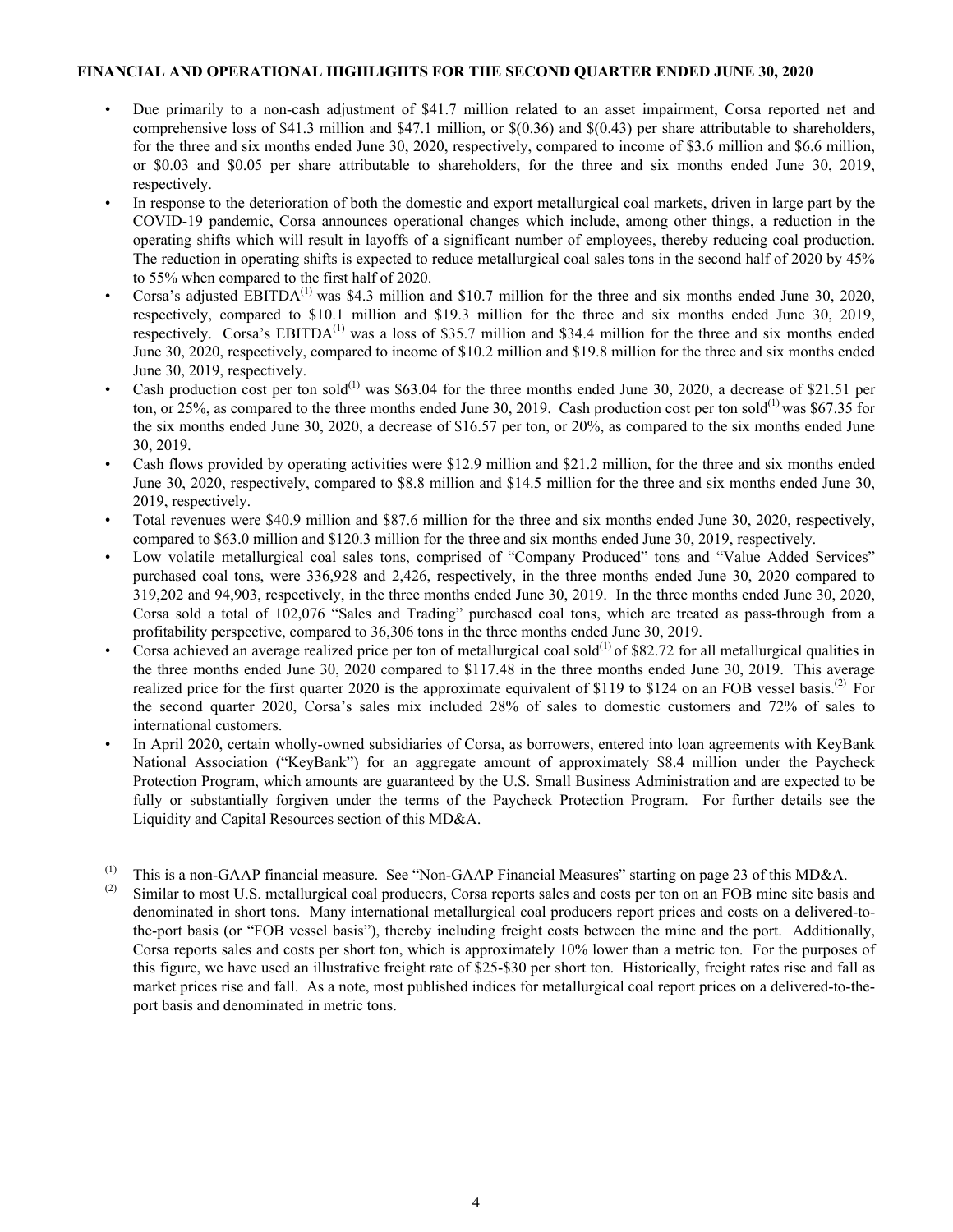**FINANCIAL AND OPERATIONAL HIGHLIGHTS FOR THE SECOND QUARTER ENDED JUNE 30, 2020**

- Due primarily to a non-cash adjustment of $41.7 million related to an asset impairment, Corsa reported net and comprehensive loss of $41.3 million and $47.1 million, or $(0.36) and $(0.43) per share attributable to shareholders, for the three and six months ended June 30, 2020, respectively, compared to income of $3.6 million and $6.6 million, or $0.03 and $0.05 per share attributable to shareholders, for the three and six months ended June 30, 2019, respectively.
- In response to the deterioration of both the domestic and export metallurgical coal markets, driven in large part by the COVID-19 pandemic, Corsa announces operational changes which include, among other things, a reduction in the operating shifts which will result in layoffs of a significant number of employees, thereby reducing coal production. The reduction in operating shifts is expected to reduce metallurgical coal sales tons in the second half of 2020 by 45% to 55% when compared to the first half of 2020.
- Corsa's adjusted EBITDA[1] was $4.3 million and $10.7 million for the three and six months ended June 30, 2020, respectively, compared to $10.1 million and $19.3 million for the three and six months ended June 30, 2019, respectively. Corsa's EBITDA[1] was a loss of $35.7 million and $34.4 million for the three and six months ended June 30, 2020, respectively, compared to income of $10.2 million and $19.8 million for the three and six months ended June 30, 2019, respectively.
- Cash production cost per ton sold[1] was $63.04 for the three months ended June 30, 2020, a decrease of $21.51 per ton, or 25%, as compared to the three months ended June 30, 2019. Cash production cost per ton sold[1] was $67.35 for the six months ended June 30, 2020, a decrease of $16.57 per ton, or 20%, as compared to the six months ended June 30, 2019.
- Cash flows provided by operating activities were $12.9 million and $21.2 million, for the three and six months ended June 30, 2020, respectively, compared to $8.8 million and $14.5 million for the three and six months ended June 30, 2019, respectively.
- Total revenues were $40.9 million and $87.6 million for the three and six months ended June 30, 2020, respectively, compared to $63.0 million and $120.3 million for the three and six months ended June 30, 2019, respectively.
- Low volatile metallurgical coal sales tons, comprised of "Company Produced" tons and "Value Added Services" purchased coal tons, were 336,928 and 2,426, respectively, in the three months ended June 30, 2020 compared to 319,202 and 94,903, respectively, in the three months ended June 30, 2019. In the three months ended June 30, 2020, Corsa sold a total of 102,076 "Sales and Trading" purchased coal tons, which are treated as pass-through from a profitability perspective, compared to 36,306 tons in the three months ended June 30, 2019.
- Corsa achieved an average realized price per ton of metallurgical coal sold[1] of $82.72 for all metallurgical qualities in the three months ended June 30, 2020 compared to $117.48 in the three months ended June 30, 2019. This average realized price for the first quarter 2020 is the approximate equivalent of $119 to $124 on an FOB vessel basis.[2] For the second quarter 2020, Corsa's sales mix included 28% of sales to domestic customers and 72% of sales to international customers.
- In April 2020, certain wholly-owned subsidiaries of Corsa, as borrowers, entered into loan agreements with KeyBank National Association ("KeyBank") for an aggregate amount of approximately $8.4 million under the Paycheck Protection Program, which amounts are guaranteed by the U.S. Small Business Administration and are expected to be fully or substantially forgiven under the terms of the Paycheck Protection Program. For further details see the Liquidity and Capital Resources section of this MD&A.

(1) This is a non-GAAP financial measure. See "Non-GAAP Financial Measures" starting on page 23 of this MD&A.

(2) Similar to most U.S. metallurgical coal producers, Corsa reports sales and costs per ton on an FOB mine site basis and denominated in short tons. Many international metallurgical coal producers report prices and costs on a delivered-to-the-port basis (or "FOB vessel basis"), thereby including freight costs between the mine and the port. Additionally, Corsa reports sales and costs per short ton, which is approximately 10% lower than a metric ton. For the purposes of this figure, we have used an illustrative freight rate of $25-$30 per short ton. Historically, freight rates rise and fall as market prices rise and fall. As a note, most published indices for metallurgical coal report prices on a delivered-to-the-port basis and denominated in metric tons.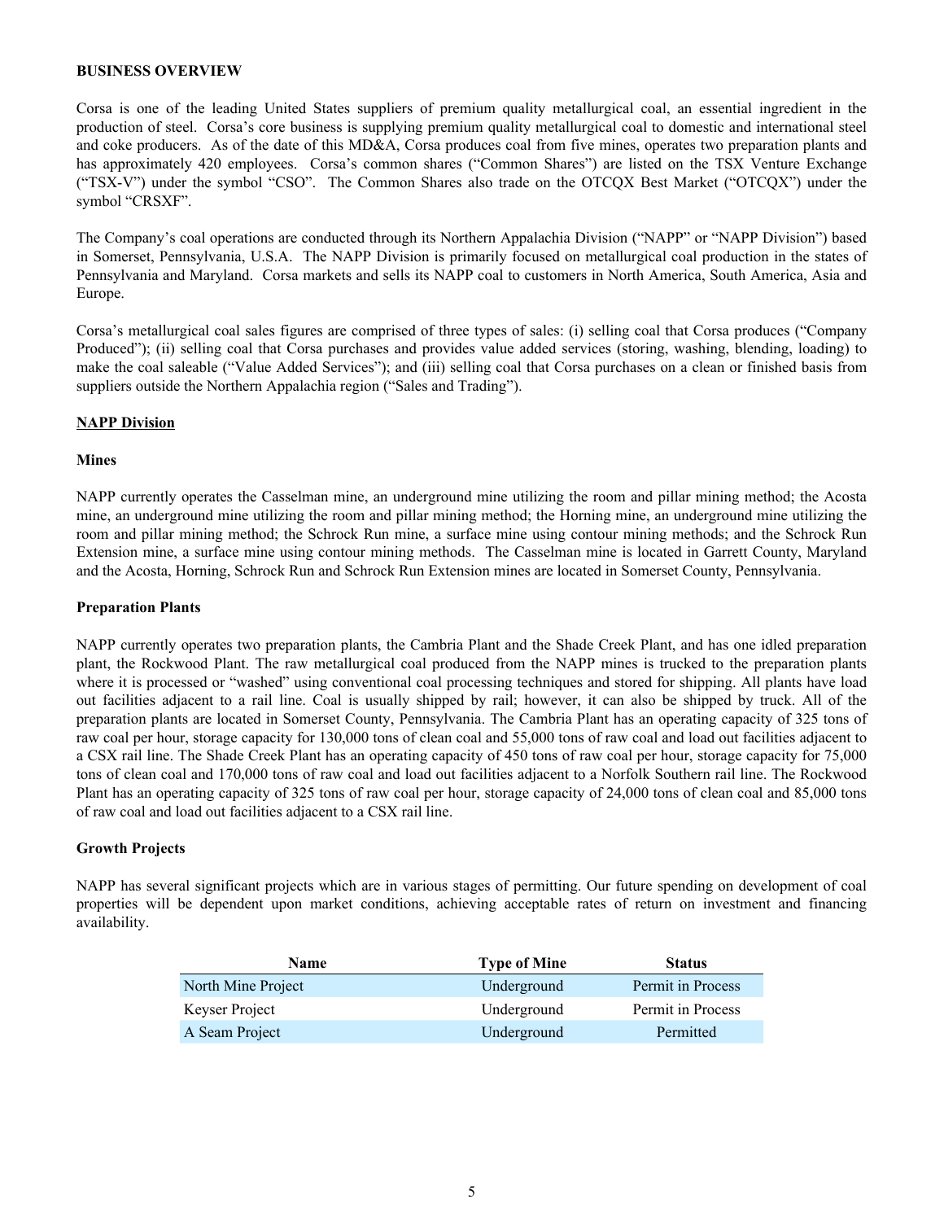**BUSINESS OVERVIEW**

Corsa is one of the leading United States suppliers of premium quality metallurgical coal, an essential ingredient in the production of steel. Corsa's core business is supplying premium quality metallurgical coal to domestic and international steel and coke producers. As of the date of this MD&A, Corsa produces coal from five mines, operates two preparation plants and has approximately 420 employees. Corsa's common shares ("Common Shares") are listed on the TSX Venture Exchange ("TSX-V") under the symbol "CSO". The Common Shares also trade on the OTCQX Best Market ("OTCQX") under the symbol "CRSXF".

The Company's coal operations are conducted through its Northern Appalachia Division ("NAPP" or "NAPP Division") based in Somerset, Pennsylvania, U.S.A. The NAPP Division is primarily focused on metallurgical coal production in the states of Pennsylvania and Maryland. Corsa markets and sells its NAPP coal to customers in North America, South America, Asia and Europe.

Corsa's metallurgical coal sales figures are comprised of three types of sales: (i) selling coal that Corsa produces ("Company Produced"); (ii) selling coal that Corsa purchases and provides value added services (storing, washing, blending, loading) to make the coal saleable ("Value Added Services"); and (iii) selling coal that Corsa purchases on a clean or finished basis from suppliers outside the Northern Appalachia region ("Sales and Trading").

**NAPP Division**

**Mines**

NAPP currently operates the Casselman mine, an underground mine utilizing the room and pillar mining method; the Acosta mine, an underground mine utilizing the room and pillar mining method; the Horning mine, an underground mine utilizing the room and pillar mining method; the Schrock Run mine, a surface mine using contour mining methods; and the Schrock Run Extension mine, a surface mine using contour mining methods. The Casselman mine is located in Garrett County, Maryland and the Acosta, Horning, Schrock Run and Schrock Run Extension mines are located in Somerset County, Pennsylvania.

**Preparation Plants**

NAPP currently operates two preparation plants, the Cambria Plant and the Shade Creek Plant, and has one idled preparation plant, the Rockwood Plant. The raw metallurgical coal produced from the NAPP mines is trucked to the preparation plants where it is processed or "washed" using conventional coal processing techniques and stored for shipping. All plants have load out facilities adjacent to a rail line. Coal is usually shipped by rail; however, it can also be shipped by truck. All of the preparation plants are located in Somerset County, Pennsylvania. The Cambria Plant has an operating capacity of 325 tons of raw coal per hour, storage capacity for 130,000 tons of clean coal and 55,000 tons of raw coal and load out facilities adjacent to a CSX rail line. The Shade Creek Plant has an operating capacity of 450 tons of raw coal per hour, storage capacity for 75,000 tons of clean coal and 170,000 tons of raw coal and load out facilities adjacent to a Norfolk Southern rail line. The Rockwood Plant has an operating capacity of 325 tons of raw coal per hour, storage capacity of 24,000 tons of clean coal and 85,000 tons of raw coal and load out facilities adjacent to a CSX rail line.

**Growth Projects**

NAPP has several significant projects which are in various stages of permitting. Our future spending on development of coal properties will be dependent upon market conditions, achieving acceptable rates of return on investment and financing availability.

| Name | Type of Mine | Status |
|---|---|---|
| North Mine Project | Underground | Permit in Process |
| Keyser Project | Underground | Permit in Process |
| A Seam Project | Underground | Permitted |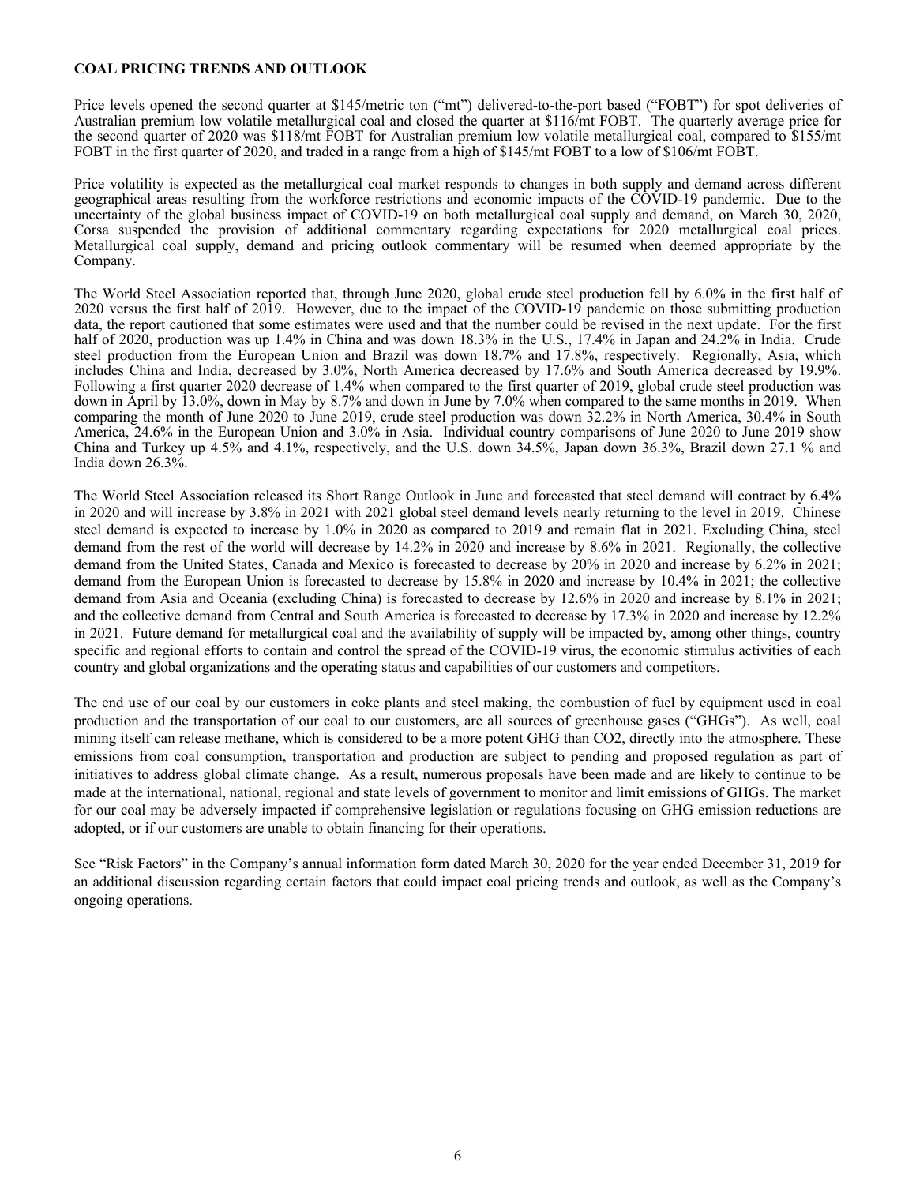## COAL PRICING TRENDS AND OUTLOOK

Price levels opened the second quarter at $145/metric ton ("mt") delivered-to-the-port based ("FOBT") for spot deliveries of Australian premium low volatile metallurgical coal and closed the quarter at $116/mt FOBT. The quarterly average price for the second quarter of 2020 was $118/mt FOBT for Australian premium low volatile metallurgical coal, compared to $155/mt FOBT in the first quarter of 2020, and traded in a range from a high of $145/mt FOBT to a low of $106/mt FOBT.

Price volatility is expected as the metallurgical coal market responds to changes in both supply and demand across different geographical areas resulting from the workforce restrictions and economic impacts of the COVID-19 pandemic. Due to the uncertainty of the global business impact of COVID-19 on both metallurgical coal supply and demand, on March 30, 2020, Corsa suspended the provision of additional commentary regarding expectations for 2020 metallurgical coal prices. Metallurgical coal supply, demand and pricing outlook commentary will be resumed when deemed appropriate by the Company.

The World Steel Association reported that, through June 2020, global crude steel production fell by 6.0% in the first half of 2020 versus the first half of 2019. However, due to the impact of the COVID-19 pandemic on those submitting production data, the report cautioned that some estimates were used and that the number could be revised in the next update. For the first half of 2020, production was up 1.4% in China and was down 18.3% in the U.S., 17.4% in Japan and 24.2% in India. Crude steel production from the European Union and Brazil was down 18.7% and 17.8%, respectively. Regionally, Asia, which includes China and India, decreased by 3.0%, North America decreased by 17.6% and South America decreased by 19.9%. Following a first quarter 2020 decrease of 1.4% when compared to the first quarter of 2019, global crude steel production was down in April by 13.0%, down in May by 8.7% and down in June by 7.0% when compared to the same months in 2019. When comparing the month of June 2020 to June 2019, crude steel production was down 32.2% in North America, 30.4% in South America, 24.6% in the European Union and 3.0% in Asia. Individual country comparisons of June 2020 to June 2019 show China and Turkey up 4.5% and 4.1%, respectively, and the U.S. down 34.5%, Japan down 36.3%, Brazil down 27.1 % and India down 26.3%.

The World Steel Association released its Short Range Outlook in June and forecasted that steel demand will contract by 6.4% in 2020 and will increase by 3.8% in 2021 with 2021 global steel demand levels nearly returning to the level in 2019. Chinese steel demand is expected to increase by 1.0% in 2020 as compared to 2019 and remain flat in 2021. Excluding China, steel demand from the rest of the world will decrease by 14.2% in 2020 and increase by 8.6% in 2021. Regionally, the collective demand from the United States, Canada and Mexico is forecasted to decrease by 20% in 2020 and increase by 6.2% in 2021; demand from the European Union is forecasted to decrease by 15.8% in 2020 and increase by 10.4% in 2021; the collective demand from Asia and Oceania (excluding China) is forecasted to decrease by 12.6% in 2020 and increase by 8.1% in 2021; and the collective demand from Central and South America is forecasted to decrease by 17.3% in 2020 and increase by 12.2% in 2021. Future demand for metallurgical coal and the availability of supply will be impacted by, among other things, country specific and regional efforts to contain and control the spread of the COVID-19 virus, the economic stimulus activities of each country and global organizations and the operating status and capabilities of our customers and competitors.

The end use of our coal by our customers in coke plants and steel making, the combustion of fuel by equipment used in coal production and the transportation of our coal to our customers, are all sources of greenhouse gases ("GHGs"). As well, coal mining itself can release methane, which is considered to be a more potent GHG than $CO_2$, directly into the atmosphere. These emissions from coal consumption, transportation and production are subject to pending and proposed regulation as part of initiatives to address global climate change. As a result, numerous proposals have been made and are likely to continue to be made at the international, national, regional and state levels of government to monitor and limit emissions of GHGs. The market for our coal may be adversely impacted if comprehensive legislation or regulations focusing on GHG emission reductions are adopted, or if our customers are unable to obtain financing for their operations.

See "Risk Factors" in the Company's annual information form dated March 30, 2020 for the year ended December 31, 2019 for an additional discussion regarding certain factors that could impact coal pricing trends and outlook, as well as the Company's ongoing operations.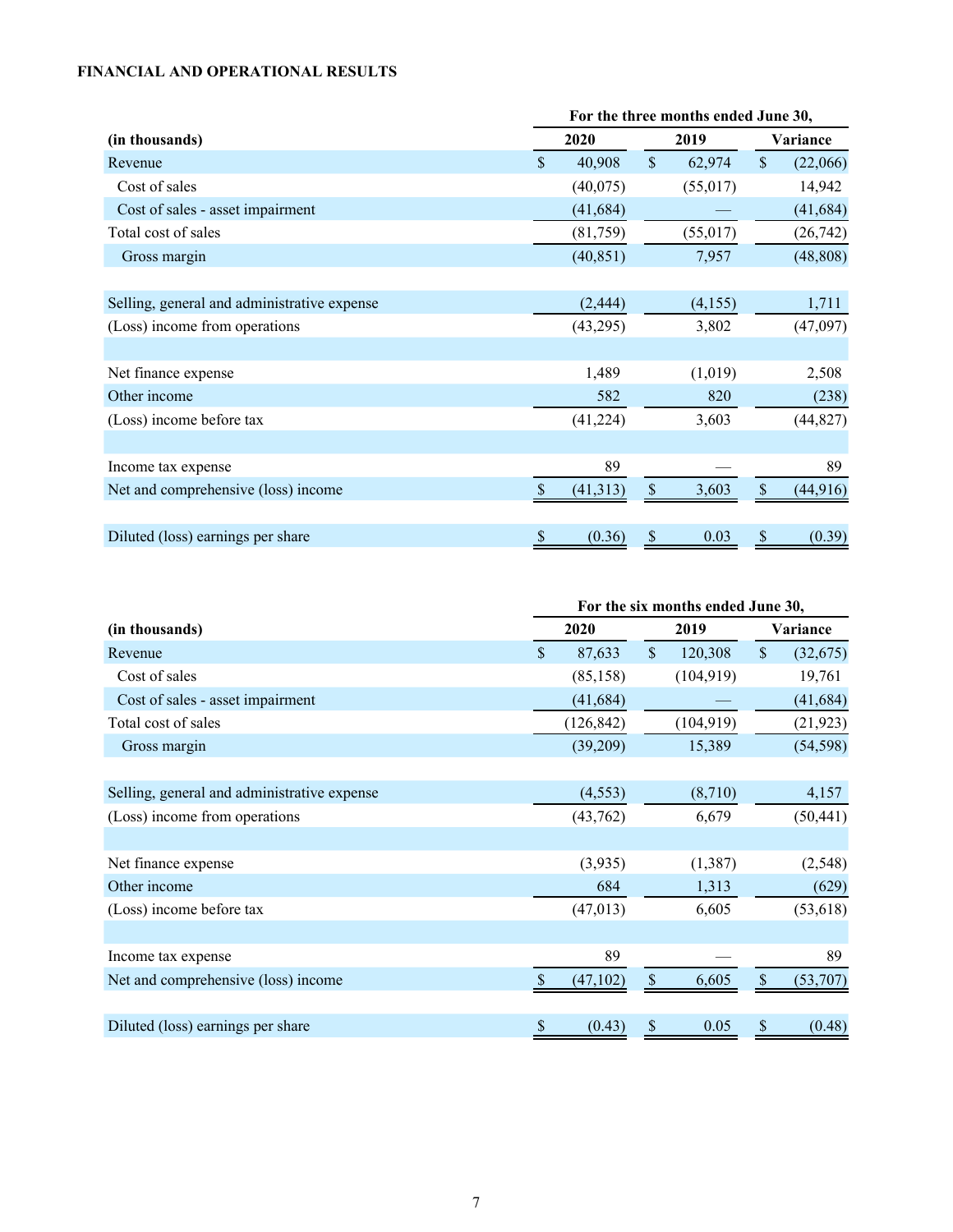## FINANCIAL AND OPERATIONAL RESULTS

| (in thousands) | For the three months ended June 30, 2020 | 2019 | Variance |
|---|---|---|---|
| Revenue | $ 40,908 | $ 62,974 | $ (22,066) |
| Cost of sales | (40,075) | (55,017) | 14,942 |
| Cost of sales - asset impairment | (41,684) | — | (41,684) |
| Total cost of sales | (81,759) | (55,017) | (26,742) |
| Gross margin | (40,851) | 7,957 | (48,808) |
| | | | |
| Selling, general and administrative expense | (2,444) | (4,155) | 1,711 |
| (Loss) income from operations | (43,295) | 3,802 | (47,097) |
| | | | |
| Net finance expense | 1,489 | (1,019) | 2,508 |
| Other income | 582 | 820 | (238) |
| (Loss) income before tax | (41,224) | 3,603 | (44,827) |
| | | | |
| Income tax expense | 89 | — | 89 |
| Net and comprehensive (loss) income | $ (41,313) | $ 3,603 | $ (44,916) |
| | | | |
| Diluted (loss) earnings per share | $ (0.36) | $ 0.03 | $ (0.39) |

| (in thousands) | For the six months ended June 30, 2020 | 2019 | Variance |
|---|---|---|---|
| Revenue | $ 87,633 | $ 120,308 | $ (32,675) |
| Cost of sales | (85,158) | (104,919) | 19,761 |
| Cost of sales - asset impairment | (41,684) | — | (41,684) |
| Total cost of sales | (126,842) | (104,919) | (21,923) |
| Gross margin | (39,209) | 15,389 | (54,598) |
| | | | |
| Selling, general and administrative expense | (4,553) | (8,710) | 4,157 |
| (Loss) income from operations | (43,762) | 6,679 | (50,441) |
| | | | |
| Net finance expense | (3,935) | (1,387) | (2,548) |
| Other income | 684 | 1,313 | (629) |
| (Loss) income before tax | (47,013) | 6,605 | (53,618) |
| | | | |
| Income tax expense | 89 | — | 89 |
| Net and comprehensive (loss) income | $ (47,102) | $ 6,605 | $ (53,707) |
| | | | |
| Diluted (loss) earnings per share | $ (0.43) | $ 0.05 | $ (0.48) |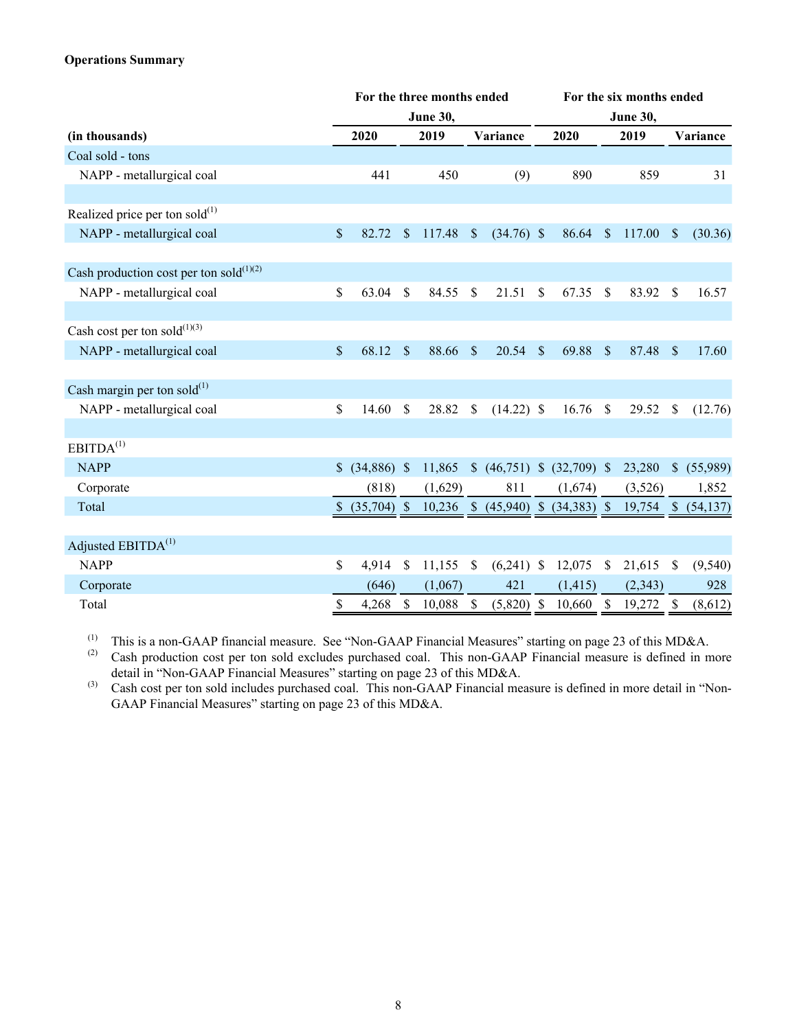**Operations Summary**

| (in thousands) | For the three months ended June 30, 2020 | 2019 | Variance | For the six months ended June 30, 2020 | 2019 | Variance |
|---|---|---|---|---|---|---|
| Coal sold - tons | | | | | | |
| NAPP - metallurgical coal | 441 | 450 | (9) | 890 | 859 | 31 |
| | | | | | | |
| Realized price per ton sold[1] | | | | | | |
| NAPP - metallurgical coal | $ 82.72 | $ 117.48 | $ (34.76) | $ 86.64 | $ 117.00 | $ (30.36) |
| | | | | | | |
| Cash production cost per ton sold[1][2] | | | | | | |
| NAPP - metallurgical coal | $ 63.04 | $ 84.55 | $ 21.51 | $ 67.35 | $ 83.92 | $ 16.57 |
| | | | | | | |
| Cash cost per ton sold[1][3] | | | | | | |
| NAPP - metallurgical coal | $ 68.12 | $ 88.66 | $ 20.54 | $ 69.88 | $ 87.48 | $ 17.60 |
| | | | | | | |
| Cash margin per ton sold[1] | | | | | | |
| NAPP - metallurgical coal | $ 14.60 | $ 28.82 | $ (14.22) | $ 16.76 | $ 29.52 | $ (12.76) |
| | | | | | | |
| EBITDA[1] | | | | | | |
| NAPP | $ (34,886) | $ 11,865 | $ (46,751) | $ (32,709) | $ 23,280 | $ (55,989) |
| Corporate | (818) | (1,629) | 811 | (1,674) | (3,526) | 1,852 |
| Total | $ (35,704) | $ 10,236 | $ (45,940) | $ (34,383) | $ 19,754 | $ (54,137) |
| | | | | | | |
| Adjusted EBITDA[1] | | | | | | |
| NAPP | $ 4,914 | $ 11,155 | $ (6,241) | $ 12,075 | $ 21,615 | $ (9,540) |
| Corporate | (646) | (1,067) | 421 | (1,415) | (2,343) | 928 |
| Total | $ 4,268 | $ 10,088 | $ (5,820) | $ 10,660 | $ 19,272 | $ (8,612) |

(1) This is a non-GAAP financial measure. See "Non-GAAP Financial Measures" starting on page 23 of this MD&A.

(2) Cash production cost per ton sold excludes purchased coal. This non-GAAP Financial measure is defined in more detail in "Non-GAAP Financial Measures" starting on page 23 of this MD&A.

(3) Cash cost per ton sold includes purchased coal. This non-GAAP Financial measure is defined in more detail in "Non-GAAP Financial Measures" starting on page 23 of this MD&A.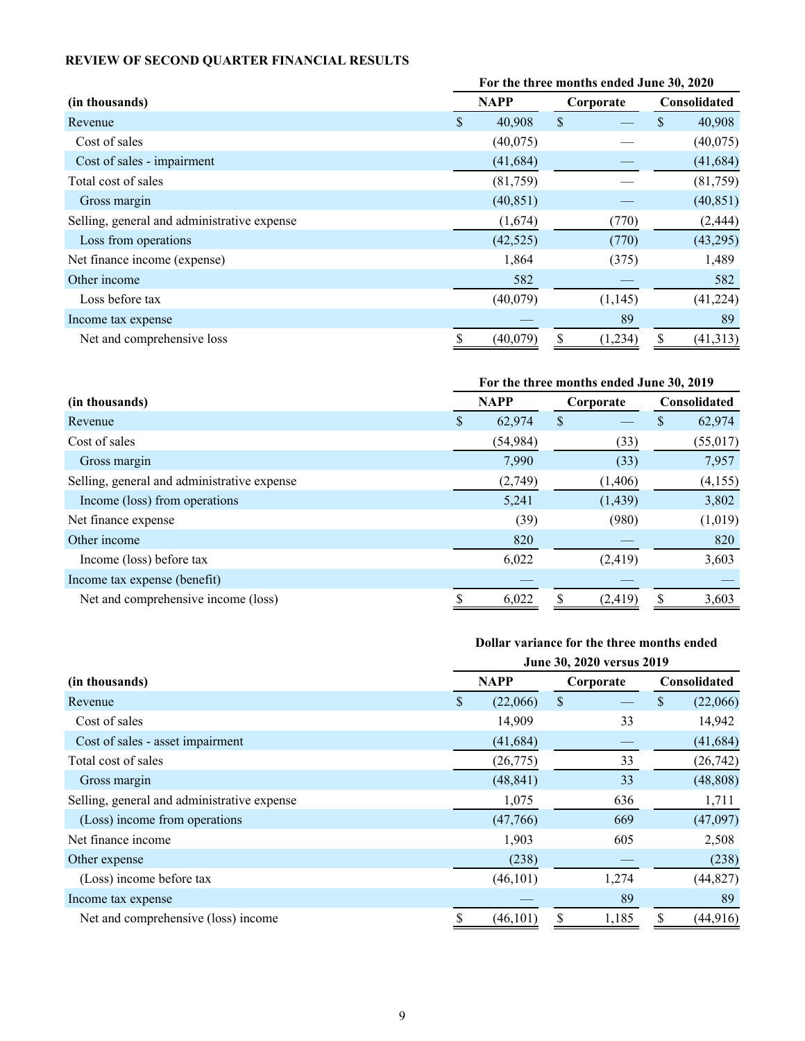**REVIEW OF SECOND QUARTER FINANCIAL RESULTS**

| (in thousands) | For the three months ended June 30, 2020 | | |
|---|---|---|---|
| | NAPP | Corporate | Consolidated |
| Revenue | $ 40,908 | $ — | $ 40,908 |
| Cost of sales | (40,075) | — | (40,075) |
| Cost of sales - impairment | (41,684) | — | (41,684) |
| Total cost of sales | (81,759) | — | (81,759) |
| Gross margin | (40,851) | — | (40,851) |
| Selling, general and administrative expense | (1,674) | (770) | (2,444) |
| Loss from operations | (42,525) | (770) | (43,295) |
| Net finance income (expense) | 1,864 | (375) | 1,489 |
| Other income | 582 | — | 582 |
| Loss before tax | (40,079) | (1,145) | (41,224) |
| Income tax expense | — | 89 | 89 |
| Net and comprehensive loss | $ (40,079) | $ (1,234) | $ (41,313) |

| (in thousands) | For the three months ended June 30, 2019 | | |
|---|---|---|---|
| | NAPP | Corporate | Consolidated |
| Revenue | $ 62,974 | $ — | $ 62,974 |
| Cost of sales | (54,984) | (33) | (55,017) |
| Gross margin | 7,990 | (33) | 7,957 |
| Selling, general and administrative expense | (2,749) | (1,406) | (4,155) |
| Income (loss) from operations | 5,241 | (1,439) | 3,802 |
| Net finance expense | (39) | (980) | (1,019) |
| Other income | 820 | — | 820 |
| Income (loss) before tax | 6,022 | (2,419) | 3,603 |
| Income tax expense (benefit) | — | — | — |
| Net and comprehensive income (loss) | $ 6,022 | $ (2,419) | $ 3,603 |

| (in thousands) | Dollar variance for the three months ended June 30, 2020 versus 2019 | | |
|---|---|---|---|
| | NAPP | Corporate | Consolidated |
| Revenue | $ (22,066) | $ — | $ (22,066) |
| Cost of sales | 14,909 | 33 | 14,942 |
| Cost of sales - asset impairment | (41,684) | — | (41,684) |
| Total cost of sales | (26,775) | 33 | (26,742) |
| Gross margin | (48,841) | 33 | (48,808) |
| Selling, general and administrative expense | 1,075 | 636 | 1,711 |
| (Loss) income from operations | (47,766) | 669 | (47,097) |
| Net finance income | 1,903 | 605 | 2,508 |
| Other expense | (238) | — | (238) |
| (Loss) income before tax | (46,101) | 1,274 | (44,827) |
| Income tax expense | — | 89 | 89 |
| Net and comprehensive (loss) income | $ (46,101) | $ 1,185 | $ (44,916) |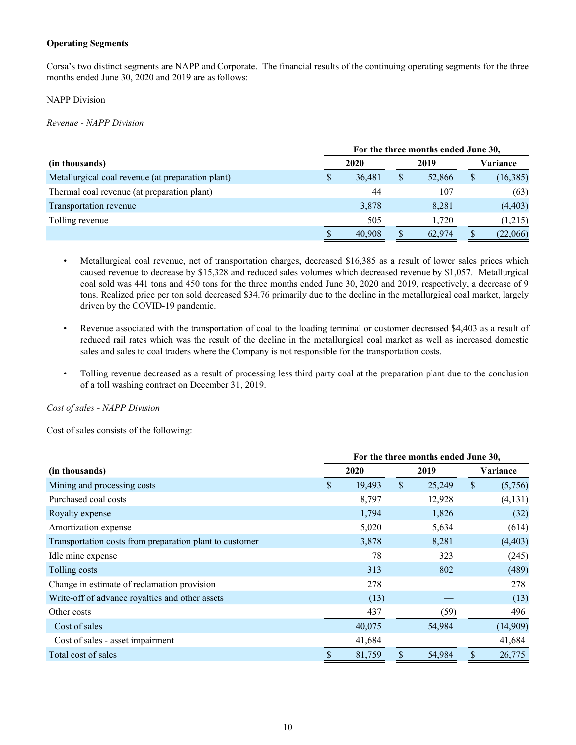**Operating Segments**

Corsa's two distinct segments are NAPP and Corporate. The financial results of the continuing operating segments for the three months ended June 30, 2020 and 2019 are as follows:

NAPP Division

*Revenue - NAPP Division*

| (in thousands) | For the three months ended June 30, 2020 | 2019 | Variance |
|---|---|---|---|
| Metallurgical coal revenue (at preparation plant) | $ 36,481 | $ 52,866 | $ (16,385) |
| Thermal coal revenue (at preparation plant) | 44 | 107 | (63) |
| Transportation revenue | 3,878 | 8,281 | (4,403) |
| Tolling revenue | 505 | 1,720 | (1,215) |
| | $ 40,908 | $ 62,974 | $ (22,066) |

- Metallurgical coal revenue, net of transportation charges, decreased $16,385 as a result of lower sales prices which caused revenue to decrease by $15,328 and reduced sales volumes which decreased revenue by $1,057. Metallurgical coal sold was 441 tons and 450 tons for the three months ended June 30, 2020 and 2019, respectively, a decrease of 9 tons. Realized price per ton sold decreased $34.76 primarily due to the decline in the metallurgical coal market, largely driven by the COVID-19 pandemic.

- Revenue associated with the transportation of coal to the loading terminal or customer decreased $4,403 as a result of reduced rail rates which was the result of the decline in the metallurgical coal market as well as increased domestic sales and sales to coal traders where the Company is not responsible for the transportation costs.

- Tolling revenue decreased as a result of processing less third party coal at the preparation plant due to the conclusion of a toll washing contract on December 31, 2019.

*Cost of sales - NAPP Division*

Cost of sales consists of the following:

| (in thousands) | For the three months ended June 30, 2020 | 2019 | Variance |
|---|---|---|---|
| Mining and processing costs | $ 19,493 | $ 25,249 | $ (5,756) |
| Purchased coal costs | 8,797 | 12,928 | (4,131) |
| Royalty expense | 1,794 | 1,826 | (32) |
| Amortization expense | 5,020 | 5,634 | (614) |
| Transportation costs from preparation plant to customer | 3,878 | 8,281 | (4,403) |
| Idle mine expense | 78 | 323 | (245) |
| Tolling costs | 313 | 802 | (489) |
| Change in estimate of reclamation provision | 278 | — | 278 |
| Write-off of advance royalties and other assets | (13) | — | (13) |
| Other costs | 437 | (59) | 496 |
| Cost of sales | 40,075 | 54,984 | (14,909) |
| Cost of sales - asset impairment | 41,684 | — | 41,684 |
| Total cost of sales | $ 81,759 | $ 54,984 | $ 26,775 |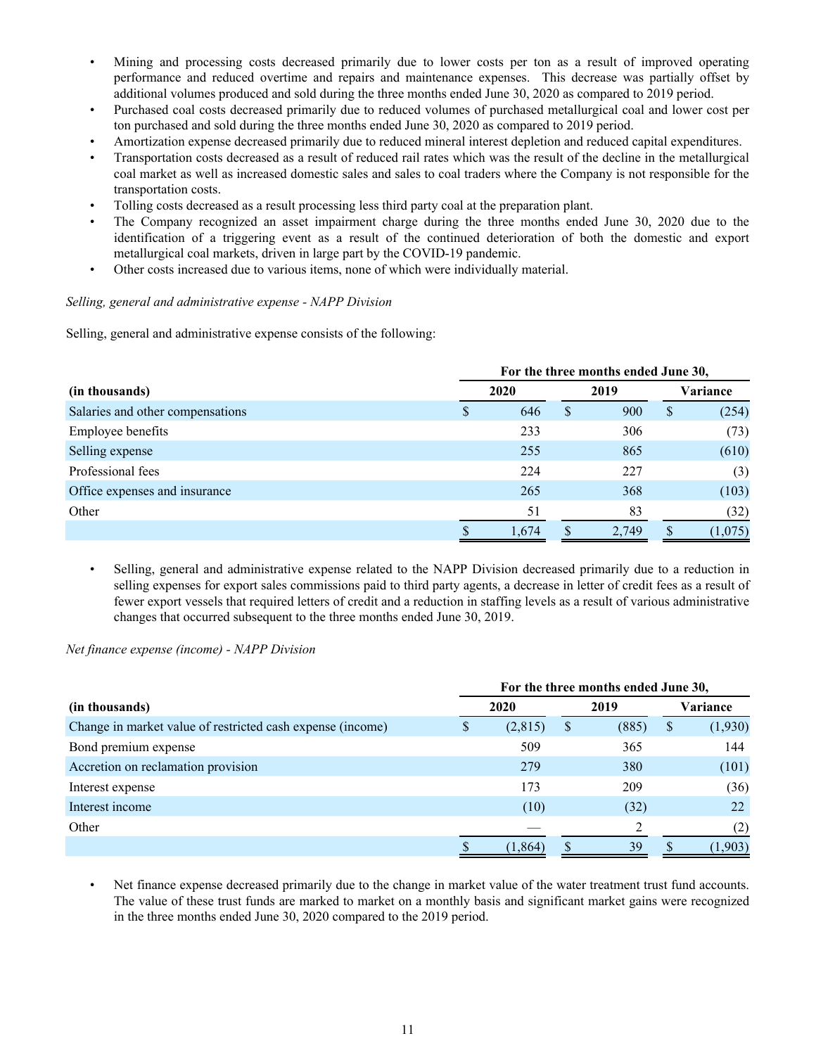- Mining and processing costs decreased primarily due to lower costs per ton as a result of improved operating performance and reduced overtime and repairs and maintenance expenses. This decrease was partially offset by additional volumes produced and sold during the three months ended June 30, 2020 as compared to 2019 period.
- Purchased coal costs decreased primarily due to reduced volumes of purchased metallurgical coal and lower cost per ton purchased and sold during the three months ended June 30, 2020 as compared to 2019 period.
- Amortization expense decreased primarily due to reduced mineral interest depletion and reduced capital expenditures.
- Transportation costs decreased as a result of reduced rail rates which was the result of the decline in the metallurgical coal market as well as increased domestic sales and sales to coal traders where the Company is not responsible for the transportation costs.
- Tolling costs decreased as a result processing less third party coal at the preparation plant.
- The Company recognized an asset impairment charge during the three months ended June 30, 2020 due to the identification of a triggering event as a result of the continued deterioration of both the domestic and export metallurgical coal markets, driven in large part by the COVID-19 pandemic.
- Other costs increased due to various items, none of which were individually material.

*Selling, general and administrative expense - NAPP Division*

Selling, general and administrative expense consists of the following:

| | For the three months ended June 30, | | |
|---|---|---|---|
| (in thousands) | 2020 | 2019 | Variance |
| Salaries and other compensations | $ 646 | $ 900 | $ (254) |
| Employee benefits | 233 | 306 | (73) |
| Selling expense | 255 | 865 | (610) |
| Professional fees | 224 | 227 | (3) |
| Office expenses and insurance | 265 | 368 | (103) |
| Other | 51 | 83 | (32) |
| | $ 1,674 | $ 2,749 | $ (1,075) |

- Selling, general and administrative expense related to the NAPP Division decreased primarily due to a reduction in selling expenses for export sales commissions paid to third party agents, a decrease in letter of credit fees as a result of fewer export vessels that required letters of credit and a reduction in staffing levels as a result of various administrative changes that occurred subsequent to the three months ended June 30, 2019.

*Net finance expense (income) - NAPP Division*

| | For the three months ended June 30, | | |
|---|---|---|---|
| (in thousands) | 2020 | 2019 | Variance |
| Change in market value of restricted cash expense (income) | $ (2,815) | $ (885) | $ (1,930) |
| Bond premium expense | 509 | 365 | 144 |
| Accretion on reclamation provision | 279 | 380 | (101) |
| Interest expense | 173 | 209 | (36) |
| Interest income | (10) | (32) | 22 |
| Other | — | 2 | (2) |
| | $ (1,864) | $ 39 | $ (1,903) |

- Net finance expense decreased primarily due to the change in market value of the water treatment trust fund accounts. The value of these trust funds are marked to market on a monthly basis and significant market gains were recognized in the three months ended June 30, 2020 compared to the 2019 period.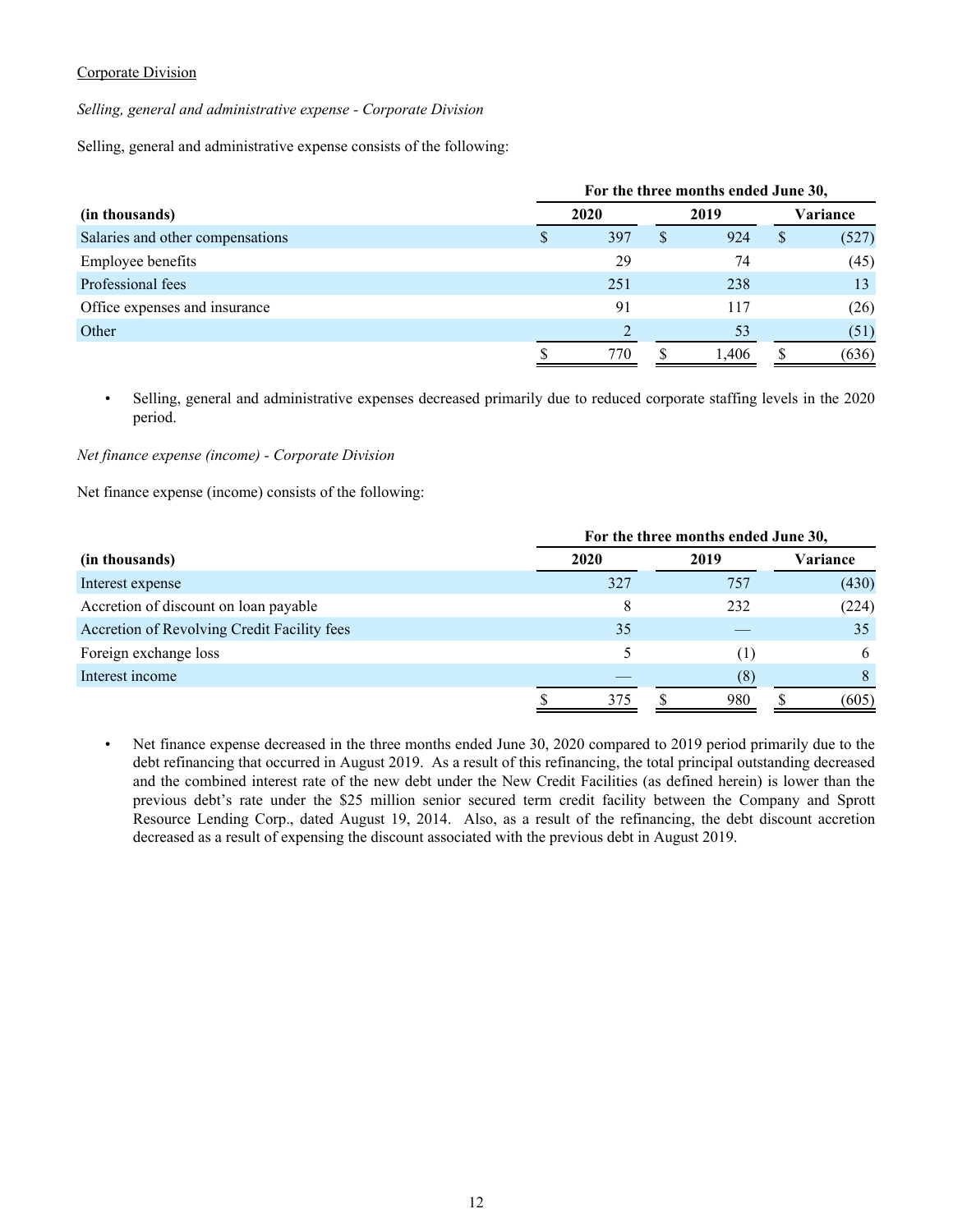Corporate Division

*Selling, general and administrative expense - Corporate Division*

Selling, general and administrative expense consists of the following:

| | For the three months ended June 30, | | |
|---|---|---|---|
| **(in thousands)** | **2020** | **2019** | **Variance** |
| Salaries and other compensations | $ 397 | $ 924 | $ (527) |
| Employee benefits | 29 | 74 | (45) |
| Professional fees | 251 | 238 | 13 |
| Office expenses and insurance | 91 | 117 | (26) |
| Other | 2 | 53 | (51) |
| | $ 770 | $ 1,406 | $ (636) |

- Selling, general and administrative expenses decreased primarily due to reduced corporate staffing levels in the 2020 period.

*Net finance expense (income) - Corporate Division*

Net finance expense (income) consists of the following:

| | For the three months ended June 30, | | |
|---|---|---|---|
| **(in thousands)** | **2020** | **2019** | **Variance** |
| Interest expense | 327 | 757 | (430) |
| Accretion of discount on loan payable | 8 | 232 | (224) |
| Accretion of Revolving Credit Facility fees | 35 | — | 35 |
| Foreign exchange loss | 5 | (1) | 6 |
| Interest income | — | (8) | 8 |
| | $ 375 | $ 980 | $ (605) |

- Net finance expense decreased in the three months ended June 30, 2020 compared to 2019 period primarily due to the debt refinancing that occurred in August 2019. As a result of this refinancing, the total principal outstanding decreased and the combined interest rate of the new debt under the New Credit Facilities (as defined herein) is lower than the previous debt's rate under the $25 million senior secured term credit facility between the Company and Sprott Resource Lending Corp., dated August 19, 2014. Also, as a result of the refinancing, the debt discount accretion decreased as a result of expensing the discount associated with the previous debt in August 2019.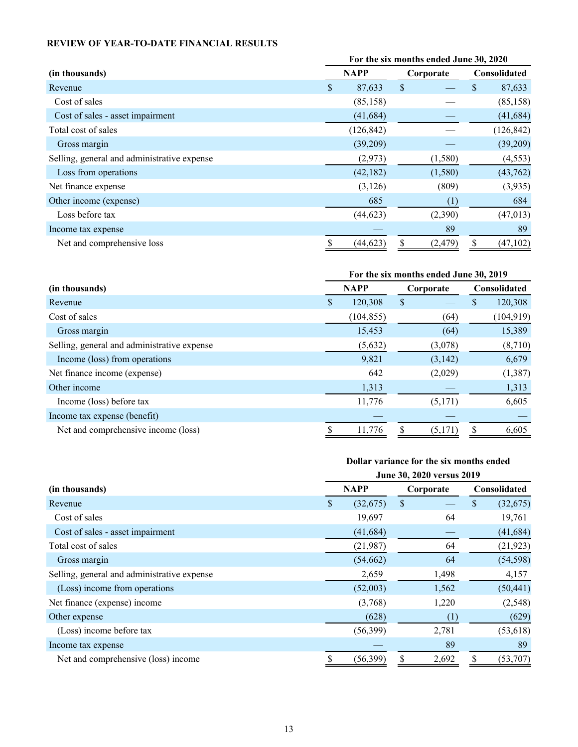**REVIEW OF YEAR-TO-DATE FINANCIAL RESULTS**

| (in thousands) | For the six months ended June 30, 2020 | | |
|---|---|---|---|
| | NAPP | Corporate | Consolidated |
| Revenue | $ 87,633 | $ — | $ 87,633 |
| Cost of sales | (85,158) | — | (85,158) |
| Cost of sales - asset impairment | (41,684) | — | (41,684) |
| Total cost of sales | (126,842) | — | (126,842) |
| Gross margin | (39,209) | — | (39,209) |
| Selling, general and administrative expense | (2,973) | (1,580) | (4,553) |
| Loss from operations | (42,182) | (1,580) | (43,762) |
| Net finance expense | (3,126) | (809) | (3,935) |
| Other income (expense) | 685 | (1) | 684 |
| Loss before tax | (44,623) | (2,390) | (47,013) |
| Income tax expense | — | 89 | 89 |
| Net and comprehensive loss | $ (44,623) | $ (2,479) | $ (47,102) |

| (in thousands) | For the six months ended June 30, 2019 | | |
|---|---|---|---|
| | NAPP | Corporate | Consolidated |
| Revenue | $ 120,308 | $ — | $ 120,308 |
| Cost of sales | (104,855) | (64) | (104,919) |
| Gross margin | 15,453 | (64) | 15,389 |
| Selling, general and administrative expense | (5,632) | (3,078) | (8,710) |
| Income (loss) from operations | 9,821 | (3,142) | 6,679 |
| Net finance income (expense) | 642 | (2,029) | (1,387) |
| Other income | 1,313 | — | 1,313 |
| Income (loss) before tax | 11,776 | (5,171) | 6,605 |
| Income tax expense (benefit) | — | — | — |
| Net and comprehensive income (loss) | $ 11,776 | $ (5,171) | $ 6,605 |

| (in thousands) | Dollar variance for the six months ended June 30, 2020 versus 2019 | | |
|---|---|---|---|
| | NAPP | Corporate | Consolidated |
| Revenue | $ (32,675) | $ — | $ (32,675) |
| Cost of sales | 19,697 | 64 | 19,761 |
| Cost of sales - asset impairment | (41,684) | — | (41,684) |
| Total cost of sales | (21,987) | 64 | (21,923) |
| Gross margin | (54,662) | 64 | (54,598) |
| Selling, general and administrative expense | 2,659 | 1,498 | 4,157 |
| (Loss) income from operations | (52,003) | 1,562 | (50,441) |
| Net finance (expense) income | (3,768) | 1,220 | (2,548) |
| Other expense | (628) | (1) | (629) |
| (Loss) income before tax | (56,399) | 2,781 | (53,618) |
| Income tax expense | — | 89 | 89 |
| Net and comprehensive (loss) income | $ (56,399) | $ 2,692 | $ (53,707) |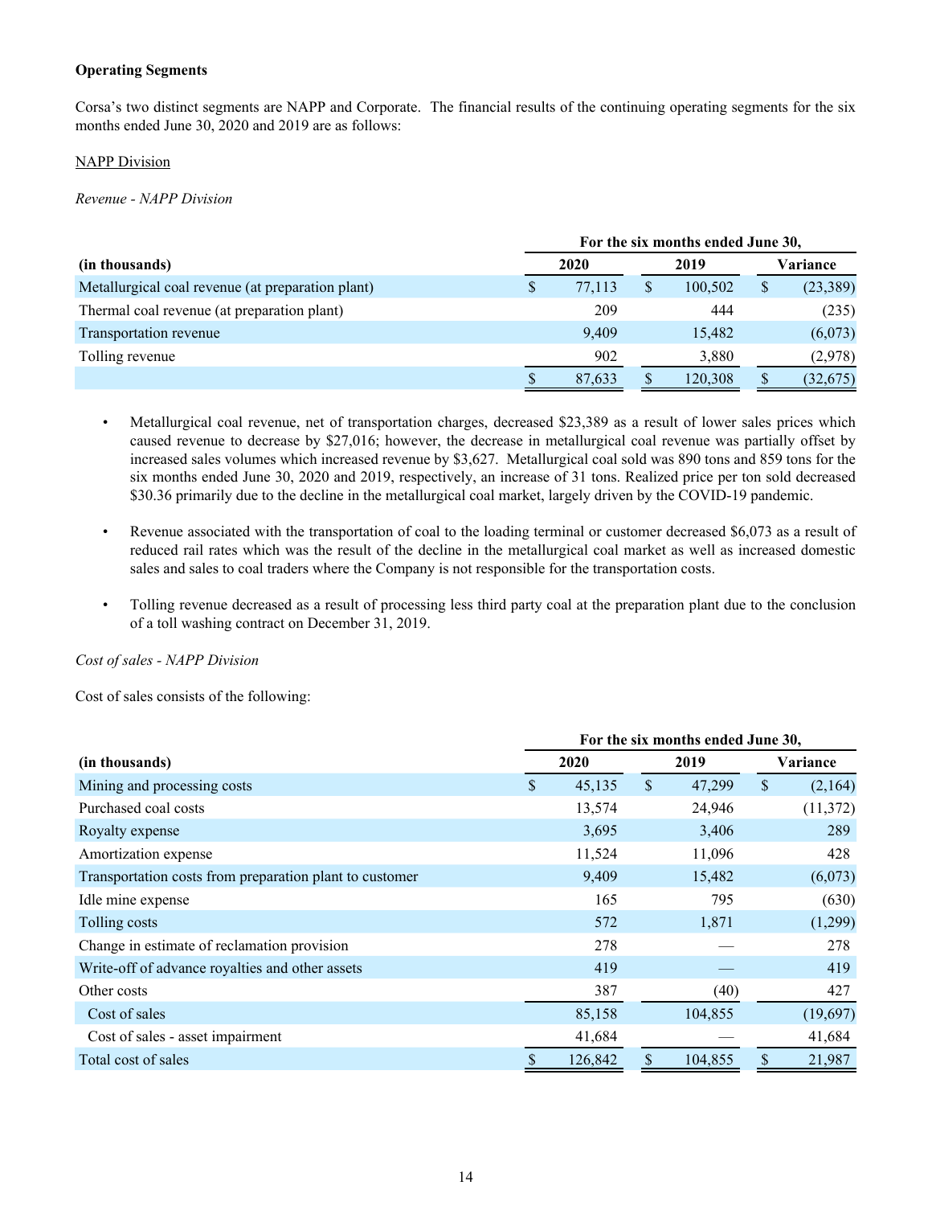**Operating Segments**

Corsa's two distinct segments are NAPP and Corporate. The financial results of the continuing operating segments for the six months ended June 30, 2020 and 2019 are as follows:

NAPP Division

*Revenue - NAPP Division*

| (in thousands) | For the six months ended June 30, 2020 | 2019 | Variance |
|---|---|---|---|
| Metallurgical coal revenue (at preparation plant) | $ 77,113 | $ 100,502 | $ (23,389) |
| Thermal coal revenue (at preparation plant) | 209 | 444 | (235) |
| Transportation revenue | 9,409 | 15,482 | (6,073) |
| Tolling revenue | 902 | 3,880 | (2,978) |
| | $ 87,633 | $ 120,308 | $ (32,675) |

- Metallurgical coal revenue, net of transportation charges, decreased $23,389 as a result of lower sales prices which caused revenue to decrease by $27,016; however, the decrease in metallurgical coal revenue was partially offset by increased sales volumes which increased revenue by $3,627. Metallurgical coal sold was 890 tons and 859 tons for the six months ended June 30, 2020 and 2019, respectively, an increase of 31 tons. Realized price per ton sold decreased $30.36 primarily due to the decline in the metallurgical coal market, largely driven by the COVID-19 pandemic.

- Revenue associated with the transportation of coal to the loading terminal or customer decreased $6,073 as a result of reduced rail rates which was the result of the decline in the metallurgical coal market as well as increased domestic sales and sales to coal traders where the Company is not responsible for the transportation costs.

- Tolling revenue decreased as a result of processing less third party coal at the preparation plant due to the conclusion of a toll washing contract on December 31, 2019.

*Cost of sales - NAPP Division*

Cost of sales consists of the following:

| (in thousands) | For the six months ended June 30, 2020 | 2019 | Variance |
|---|---|---|---|
| Mining and processing costs | $ 45,135 | $ 47,299 | $ (2,164) |
| Purchased coal costs | 13,574 | 24,946 | (11,372) |
| Royalty expense | 3,695 | 3,406 | 289 |
| Amortization expense | 11,524 | 11,096 | 428 |
| Transportation costs from preparation plant to customer | 9,409 | 15,482 | (6,073) |
| Idle mine expense | 165 | 795 | (630) |
| Tolling costs | 572 | 1,871 | (1,299) |
| Change in estimate of reclamation provision | 278 | — | 278 |
| Write-off of advance royalties and other assets | 419 | — | 419 |
| Other costs | 387 | (40) | 427 |
| Cost of sales | 85,158 | 104,855 | (19,697) |
| Cost of sales - asset impairment | 41,684 | — | 41,684 |
| Total cost of sales | $ 126,842 | $ 104,855 | $ 21,987 |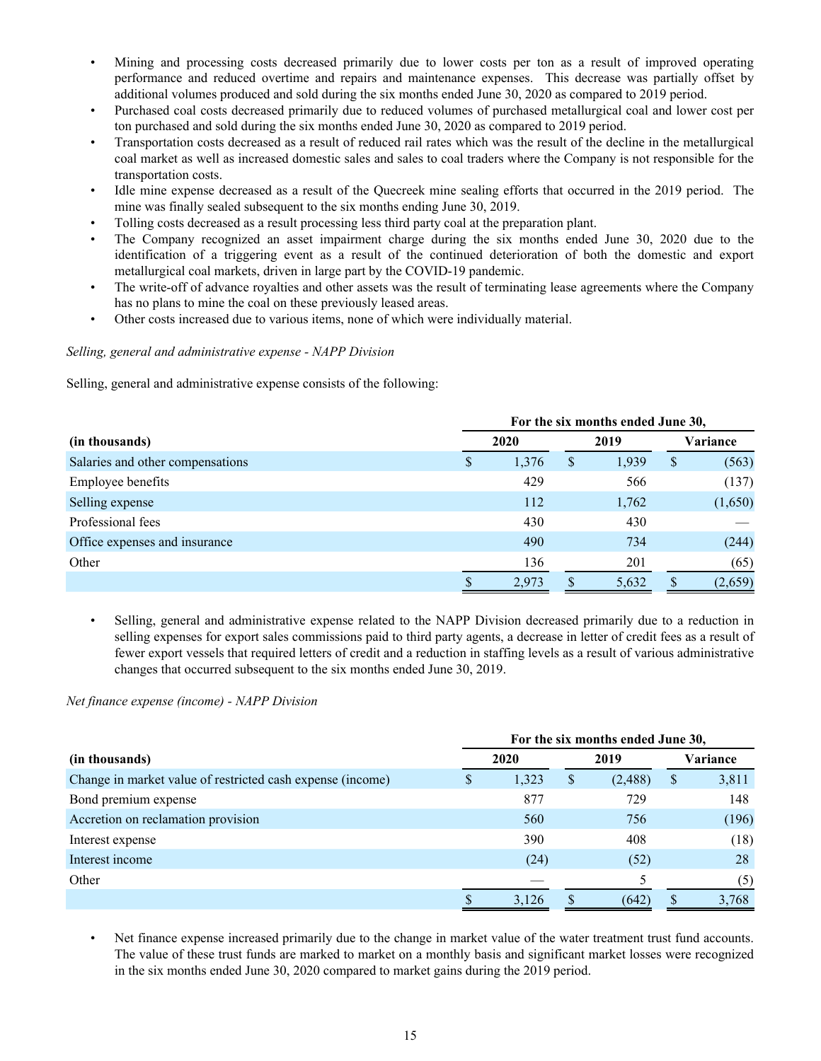- Mining and processing costs decreased primarily due to lower costs per ton as a result of improved operating performance and reduced overtime and repairs and maintenance expenses. This decrease was partially offset by additional volumes produced and sold during the six months ended June 30, 2020 as compared to 2019 period.
- Purchased coal costs decreased primarily due to reduced volumes of purchased metallurgical coal and lower cost per ton purchased and sold during the six months ended June 30, 2020 as compared to 2019 period.
- Transportation costs decreased as a result of reduced rail rates which was the result of the decline in the metallurgical coal market as well as increased domestic sales and sales to coal traders where the Company is not responsible for the transportation costs.
- Idle mine expense decreased as a result of the Quecreek mine sealing efforts that occurred in the 2019 period. The mine was finally sealed subsequent to the six months ending June 30, 2019.
- Tolling costs decreased as a result processing less third party coal at the preparation plant.
- The Company recognized an asset impairment charge during the six months ended June 30, 2020 due to the identification of a triggering event as a result of the continued deterioration of both the domestic and export metallurgical coal markets, driven in large part by the COVID-19 pandemic.
- The write-off of advance royalties and other assets was the result of terminating lease agreements where the Company has no plans to mine the coal on these previously leased areas.
- Other costs increased due to various items, none of which were individually material.

*Selling, general and administrative expense - NAPP Division*

Selling, general and administrative expense consists of the following:

| | For the six months ended June 30, | | |
|---|---|---|---|
| **(in thousands)** | **2020** | **2019** | **Variance** |
| Salaries and other compensations | $ 1,376 | $ 1,939 | $ (563) |
| Employee benefits | 429 | 566 | (137) |
| Selling expense | 112 | 1,762 | (1,650) |
| Professional fees | 430 | 430 | — |
| Office expenses and insurance | 490 | 734 | (244) |
| Other | 136 | 201 | (65) |
| | $ 2,973 | $ 5,632 | $ (2,659) |

- Selling, general and administrative expense related to the NAPP Division decreased primarily due to a reduction in selling expenses for export sales commissions paid to third party agents, a decrease in letter of credit fees as a result of fewer export vessels that required letters of credit and a reduction in staffing levels as a result of various administrative changes that occurred subsequent to the six months ended June 30, 2019.

*Net finance expense (income) - NAPP Division*

| | For the six months ended June 30, | | |
|---|---|---|---|
| **(in thousands)** | **2020** | **2019** | **Variance** |
| Change in market value of restricted cash expense (income) | $ 1,323 | $ (2,488) | $ 3,811 |
| Bond premium expense | 877 | 729 | 148 |
| Accretion on reclamation provision | 560 | 756 | (196) |
| Interest expense | 390 | 408 | (18) |
| Interest income | (24) | (52) | 28 |
| Other | — | 5 | (5) |
| | $ 3,126 | $ (642) | $ 3,768 |

- Net finance expense increased primarily due to the change in market value of the water treatment trust fund accounts. The value of these trust funds are marked to market on a monthly basis and significant market losses were recognized in the six months ended June 30, 2020 compared to market gains during the 2019 period.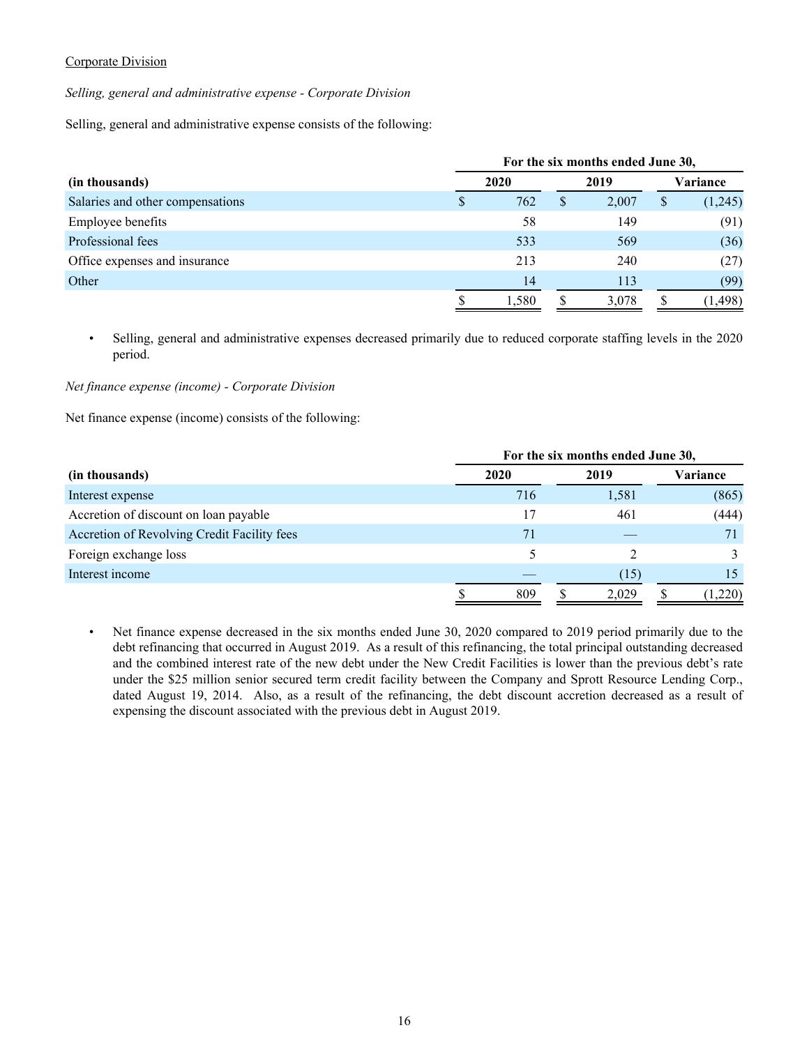Corporate Division

*Selling, general and administrative expense - Corporate Division*

Selling, general and administrative expense consists of the following:

| | For the six months ended June 30, | | |
|---|---|---|---|
| **(in thousands)** | **2020** | **2019** | **Variance** |
| Salaries and other compensations | $ 762 | $ 2,007 | $ (1,245) |
| Employee benefits | 58 | 149 | (91) |
| Professional fees | 533 | 569 | (36) |
| Office expenses and insurance | 213 | 240 | (27) |
| Other | 14 | 113 | (99) |
| | $ 1,580 | $ 3,078 | $ (1,498) |

- Selling, general and administrative expenses decreased primarily due to reduced corporate staffing levels in the 2020 period.

*Net finance expense (income) - Corporate Division*

Net finance expense (income) consists of the following:

| | For the six months ended June 30, | | |
|---|---|---|---|
| **(in thousands)** | **2020** | **2019** | **Variance** |
| Interest expense | 716 | 1,581 | (865) |
| Accretion of discount on loan payable | 17 | 461 | (444) |
| Accretion of Revolving Credit Facility fees | 71 | — | 71 |
| Foreign exchange loss | 5 | 2 | 3 |
| Interest income | — | (15) | 15 |
| | $ 809 | $ 2,029 | $ (1,220) |

- Net finance expense decreased in the six months ended June 30, 2020 compared to 2019 period primarily due to the debt refinancing that occurred in August 2019. As a result of this refinancing, the total principal outstanding decreased and the combined interest rate of the new debt under the New Credit Facilities is lower than the previous debt's rate under the $25 million senior secured term credit facility between the Company and Sprott Resource Lending Corp., dated August 19, 2014. Also, as a result of the refinancing, the debt discount accretion decreased as a result of expensing the discount associated with the previous debt in August 2019.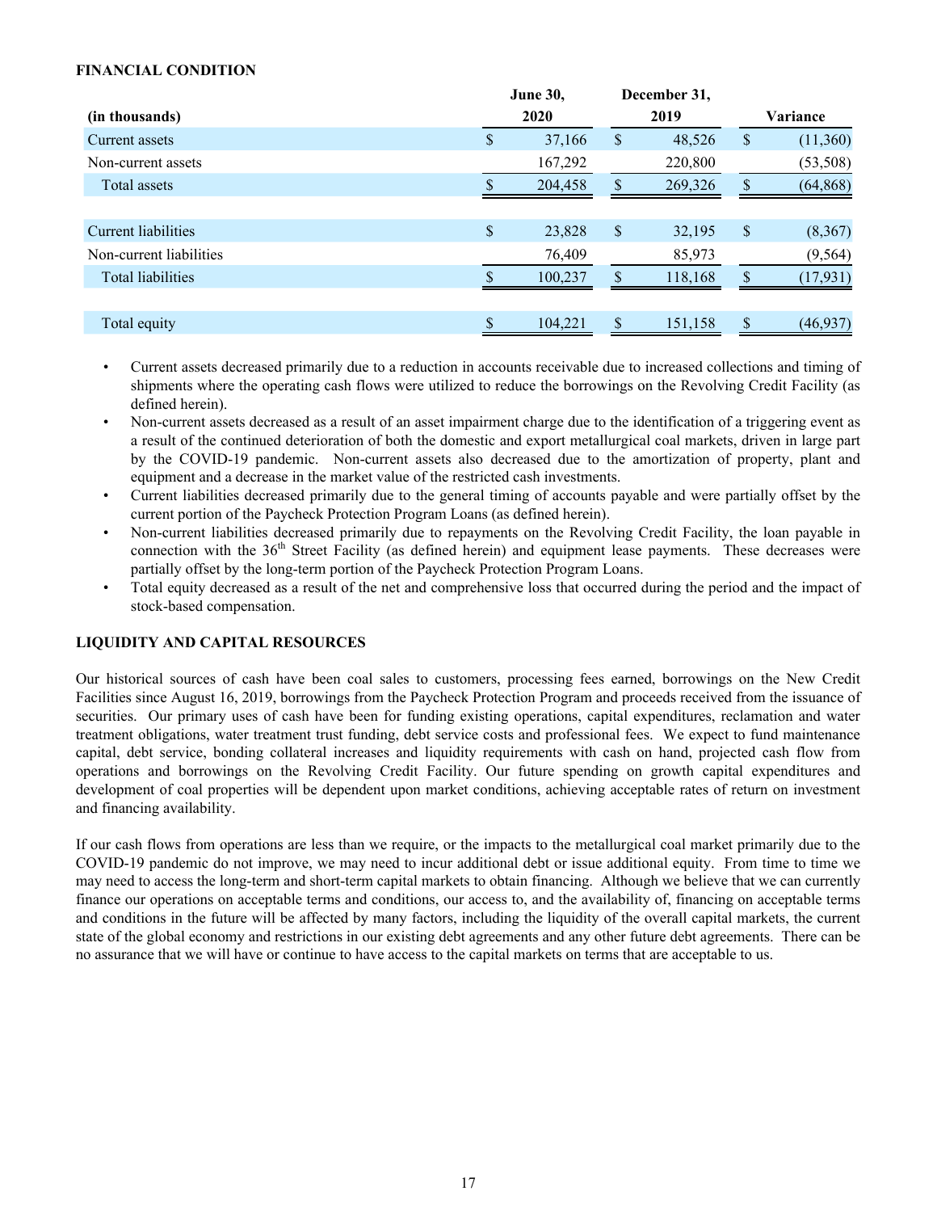**FINANCIAL CONDITION**

| (in thousands) | June 30, 2020 | December 31, 2019 | Variance |
|---|---|---|---|
| Current assets | $ 37,166 | $ 48,526 | $ (11,360) |
| Non-current assets | 167,292 | 220,800 | (53,508) |
| Total assets | $ 204,458 | $ 269,326 | $ (64,868) |
| | | | |
| Current liabilities | $ 23,828 | $ 32,195 | $ (8,367) |
| Non-current liabilities | 76,409 | 85,973 | (9,564) |
| Total liabilities | $ 100,237 | $ 118,168 | $ (17,931) |
| | | | |
| Total equity | $ 104,221 | $ 151,158 | $ (46,937) |

- Current assets decreased primarily due to a reduction in accounts receivable due to increased collections and timing of shipments where the operating cash flows were utilized to reduce the borrowings on the Revolving Credit Facility (as defined herein).
- Non-current assets decreased as a result of an asset impairment charge due to the identification of a triggering event as a result of the continued deterioration of both the domestic and export metallurgical coal markets, driven in large part by the COVID-19 pandemic. Non-current assets also decreased due to the amortization of property, plant and equipment and a decrease in the market value of the restricted cash investments.
- Current liabilities decreased primarily due to the general timing of accounts payable and were partially offset by the current portion of the Paycheck Protection Program Loans (as defined herein).
- Non-current liabilities decreased primarily due to repayments on the Revolving Credit Facility, the loan payable in connection with the 36th Street Facility (as defined herein) and equipment lease payments. These decreases were partially offset by the long-term portion of the Paycheck Protection Program Loans.
- Total equity decreased as a result of the net and comprehensive loss that occurred during the period and the impact of stock-based compensation.

**LIQUIDITY AND CAPITAL RESOURCES**

Our historical sources of cash have been coal sales to customers, processing fees earned, borrowings on the New Credit Facilities since August 16, 2019, borrowings from the Paycheck Protection Program and proceeds received from the issuance of securities. Our primary uses of cash have been for funding existing operations, capital expenditures, reclamation and water treatment obligations, water treatment trust funding, debt service costs and professional fees. We expect to fund maintenance capital, debt service, bonding collateral increases and liquidity requirements with cash on hand, projected cash flow from operations and borrowings on the Revolving Credit Facility. Our future spending on growth capital expenditures and development of coal properties will be dependent upon market conditions, achieving acceptable rates of return on investment and financing availability.

If our cash flows from operations are less than we require, or the impacts to the metallurgical coal market primarily due to the COVID-19 pandemic do not improve, we may need to incur additional debt or issue additional equity. From time to time we may need to access the long-term and short-term capital markets to obtain financing. Although we believe that we can currently finance our operations on acceptable terms and conditions, our access to, and the availability of, financing on acceptable terms and conditions in the future will be affected by many factors, including the liquidity of the overall capital markets, the current state of the global economy and restrictions in our existing debt agreements and any other future debt agreements. There can be no assurance that we will have or continue to have access to the capital markets on terms that are acceptable to us.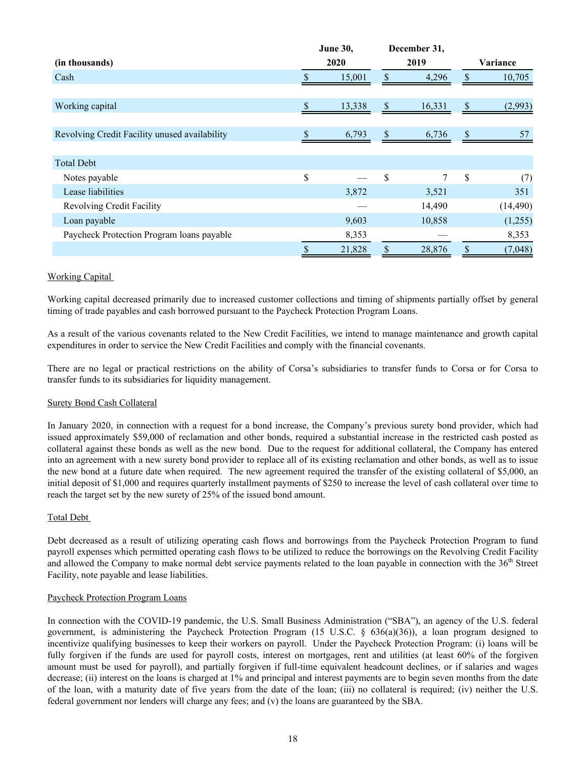| (in thousands) | June 30, 2020 | December 31, 2019 | Variance |
|---|---|---|---|
| Cash | $ 15,001 | $ 4,296 | $ 10,705 |
| Working capital | $ 13,338 | $ 16,331 | $ (2,993) |
| Revolving Credit Facility unused availability | $ 6,793 | $ 6,736 | $ 57 |
| Total Debt | | | |
| Notes payable | $ — | $ 7 | $ (7) |
| Lease liabilities | 3,872 | 3,521 | 351 |
| Revolving Credit Facility | — | 14,490 | (14,490) |
| Loan payable | 9,603 | 10,858 | (1,255) |
| Paycheck Protection Program loans payable | 8,353 | — | 8,353 |
| | $ 21,828 | $ 28,876 | $ (7,048) |

Working Capital

Working capital decreased primarily due to increased customer collections and timing of shipments partially offset by general timing of trade payables and cash borrowed pursuant to the Paycheck Protection Program Loans.

As a result of the various covenants related to the New Credit Facilities, we intend to manage maintenance and growth capital expenditures in order to service the New Credit Facilities and comply with the financial covenants.

There are no legal or practical restrictions on the ability of Corsa's subsidiaries to transfer funds to Corsa or for Corsa to transfer funds to its subsidiaries for liquidity management.

Surety Bond Cash Collateral

In January 2020, in connection with a request for a bond increase, the Company's previous surety bond provider, which had issued approximately $59,000 of reclamation and other bonds, required a substantial increase in the restricted cash posted as collateral against these bonds as well as the new bond. Due to the request for additional collateral, the Company has entered into an agreement with a new surety bond provider to replace all of its existing reclamation and other bonds, as well as to issue the new bond at a future date when required. The new agreement required the transfer of the existing collateral of $5,000, an initial deposit of $1,000 and requires quarterly installment payments of $250 to increase the level of cash collateral over time to reach the target set by the new surety of 25% of the issued bond amount.

Total Debt

Debt decreased as a result of utilizing operating cash flows and borrowings from the Paycheck Protection Program to fund payroll expenses which permitted operating cash flows to be utilized to reduce the borrowings on the Revolving Credit Facility and allowed the Company to make normal debt service payments related to the loan payable in connection with the 36th Street Facility, note payable and lease liabilities.

Paycheck Protection Program Loans

In connection with the COVID-19 pandemic, the U.S. Small Business Administration ("SBA"), an agency of the U.S. federal government, is administering the Paycheck Protection Program (15 U.S.C. § 636(a)(36)), a loan program designed to incentivize qualifying businesses to keep their workers on payroll. Under the Paycheck Protection Program: (i) loans will be fully forgiven if the funds are used for payroll costs, interest on mortgages, rent and utilities (at least 60% of the forgiven amount must be used for payroll), and partially forgiven if full-time equivalent headcount declines, or if salaries and wages decrease; (ii) interest on the loans is charged at 1% and principal and interest payments are to begin seven months from the date of the loan, with a maturity date of five years from the date of the loan; (iii) no collateral is required; (iv) neither the U.S. federal government nor lenders will charge any fees; and (v) the loans are guaranteed by the SBA.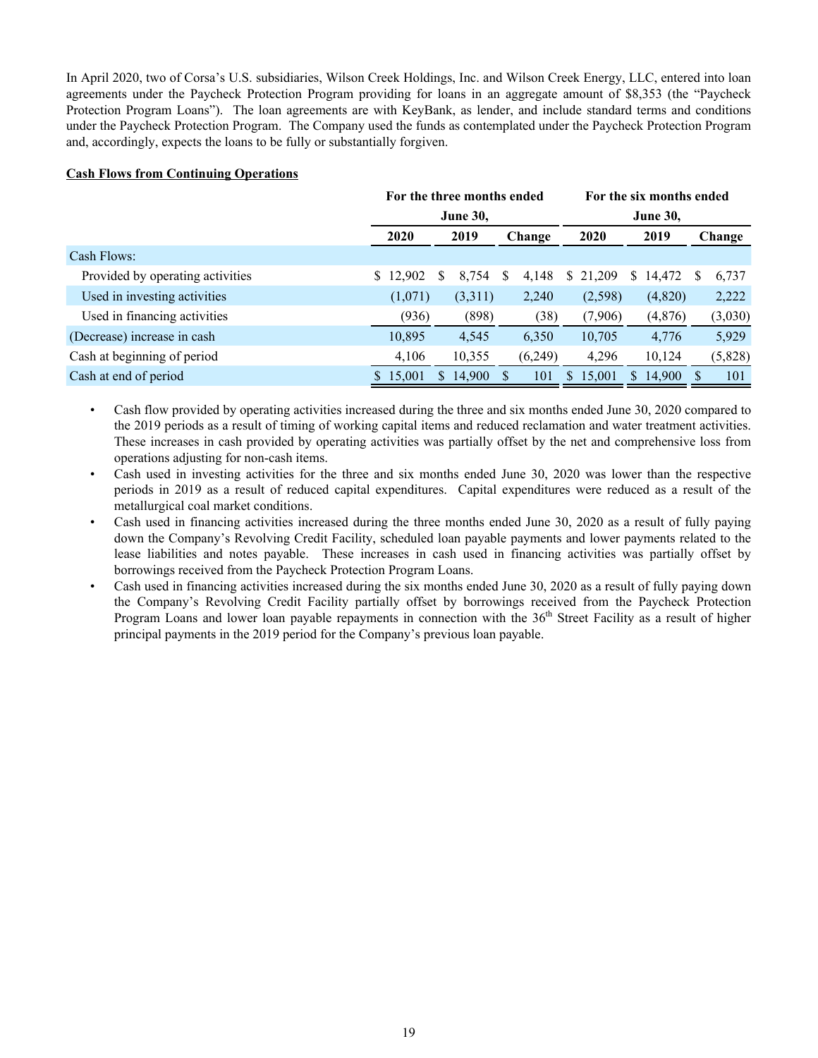In April 2020, two of Corsa's U.S. subsidiaries, Wilson Creek Holdings, Inc. and Wilson Creek Energy, LLC, entered into loan agreements under the Paycheck Protection Program providing for loans in an aggregate amount of $8,353 (the "Paycheck Protection Program Loans"). The loan agreements are with KeyBank, as lender, and include standard terms and conditions under the Paycheck Protection Program. The Company used the funds as contemplated under the Paycheck Protection Program and, accordingly, expects the loans to be fully or substantially forgiven.

**Cash Flows from Continuing Operations**

| | For the three months ended June 30, | | | For the six months ended June 30, | | |
|---|---|---|---|---|---|---|
| | 2020 | 2019 | Change | 2020 | 2019 | Change |
| Cash Flows: | | | | | | |
| Provided by operating activities | $ 12,902 | $ 8,754 | $ 4,148 | $ 21,209 | $ 14,472 | $ 6,737 |
| Used in investing activities | (1,071) | (3,311) | 2,240 | (2,598) | (4,820) | 2,222 |
| Used in financing activities | (936) | (898) | (38) | (7,906) | (4,876) | (3,030) |
| (Decrease) increase in cash | 10,895 | 4,545 | 6,350 | 10,705 | 4,776 | 5,929 |
| Cash at beginning of period | 4,106 | 10,355 | (6,249) | 4,296 | 10,124 | (5,828) |
| Cash at end of period | $ 15,001 | $ 14,900 | $ 101 | $ 15,001 | $ 14,900 | $ 101 |

- Cash flow provided by operating activities increased during the three and six months ended June 30, 2020 compared to the 2019 periods as a result of timing of working capital items and reduced reclamation and water treatment activities. These increases in cash provided by operating activities was partially offset by the net and comprehensive loss from operations adjusting for non-cash items.
- Cash used in investing activities for the three and six months ended June 30, 2020 was lower than the respective periods in 2019 as a result of reduced capital expenditures. Capital expenditures were reduced as a result of the metallurgical coal market conditions.
- Cash used in financing activities increased during the three months ended June 30, 2020 as a result of fully paying down the Company's Revolving Credit Facility, scheduled loan payable payments and lower payments related to the lease liabilities and notes payable. These increases in cash used in financing activities was partially offset by borrowings received from the Paycheck Protection Program Loans.
- Cash used in financing activities increased during the six months ended June 30, 2020 as a result of fully paying down the Company's Revolving Credit Facility partially offset by borrowings received from the Paycheck Protection Program Loans and lower loan payable repayments in connection with the 36th Street Facility as a result of higher principal payments in the 2019 period for the Company's previous loan payable.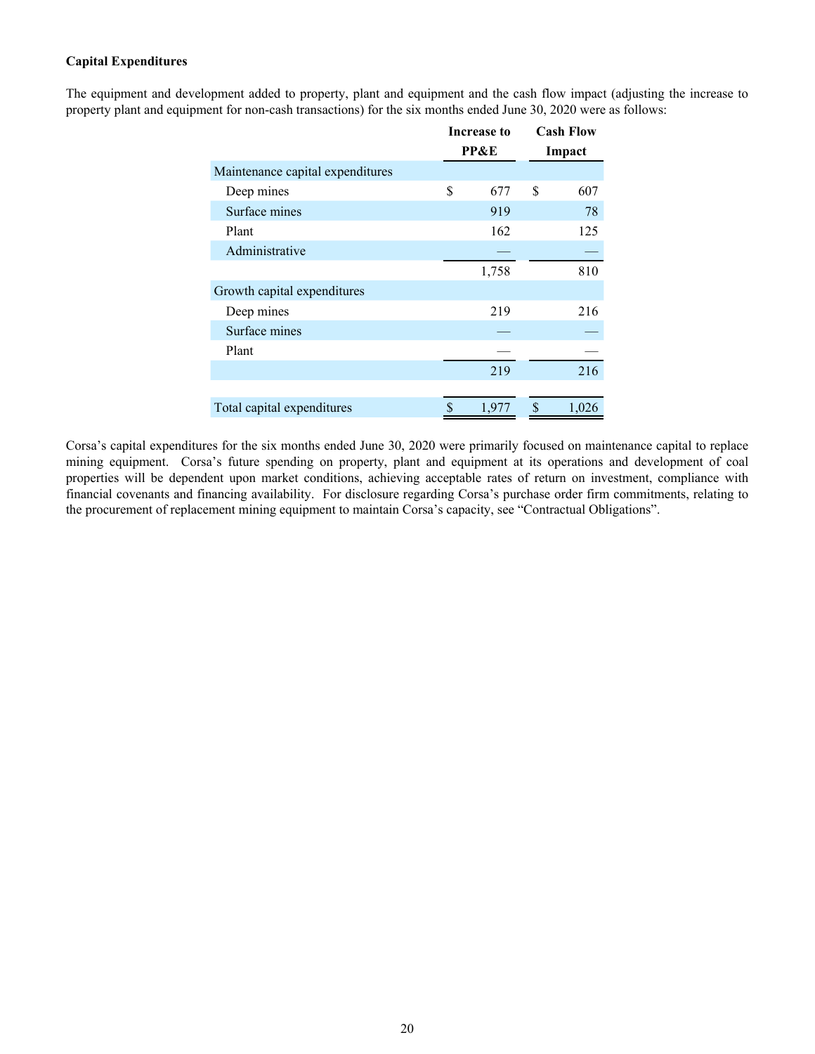**Capital Expenditures**

The equipment and development added to property, plant and equipment and the cash flow impact (adjusting the increase to property plant and equipment for non-cash transactions) for the six months ended June 30, 2020 were as follows:

| | Increase to PP&E | Cash Flow Impact |
|---|---|---|
| Maintenance capital expenditures | | |
| Deep mines | $ 677 | $ 607 |
| Surface mines | 919 | 78 |
| Plant | 162 | 125 |
| Administrative | — | — |
| | 1,758 | 810 |
| Growth capital expenditures | | |
| Deep mines | 219 | 216 |
| Surface mines | — | — |
| Plant | — | — |
| | 219 | 216 |
| Total capital expenditures | $ 1,977 | $ 1,026 |

Corsa's capital expenditures for the six months ended June 30, 2020 were primarily focused on maintenance capital to replace mining equipment. Corsa's future spending on property, plant and equipment at its operations and development of coal properties will be dependent upon market conditions, achieving acceptable rates of return on investment, compliance with financial covenants and financing availability. For disclosure regarding Corsa's purchase order firm commitments, relating to the procurement of replacement mining equipment to maintain Corsa's capacity, see "Contractual Obligations".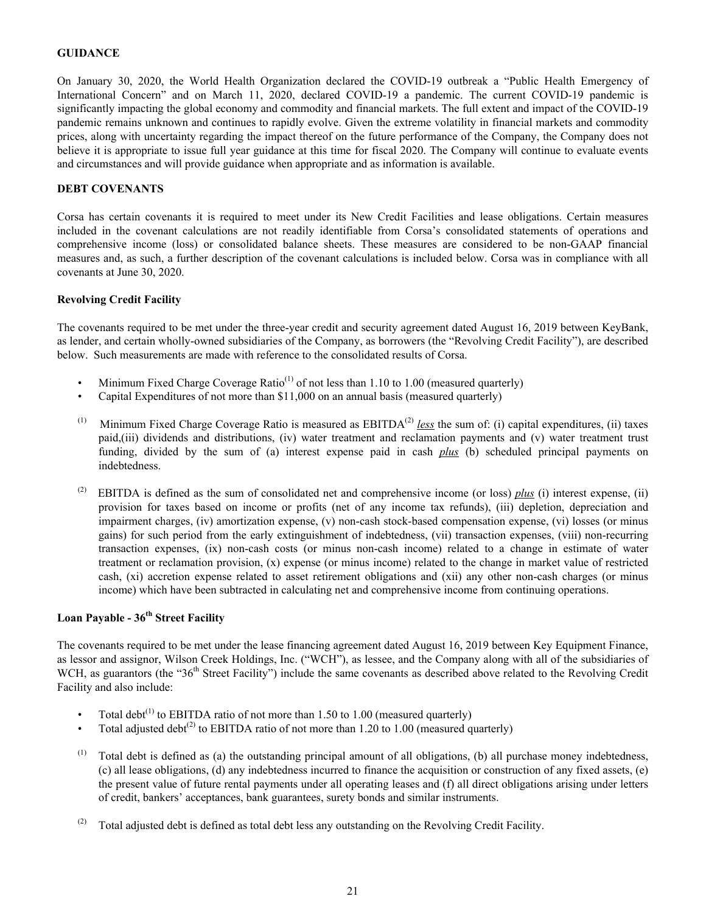## GUIDANCE

On January 30, 2020, the World Health Organization declared the COVID-19 outbreak a "Public Health Emergency of International Concern" and on March 11, 2020, declared COVID-19 a pandemic. The current COVID-19 pandemic is significantly impacting the global economy and commodity and financial markets. The full extent and impact of the COVID-19 pandemic remains unknown and continues to rapidly evolve. Given the extreme volatility in financial markets and commodity prices, along with uncertainty regarding the impact thereof on the future performance of the Company, the Company does not believe it is appropriate to issue full year guidance at this time for fiscal 2020. The Company will continue to evaluate events and circumstances and will provide guidance when appropriate and as information is available.

## DEBT COVENANTS

Corsa has certain covenants it is required to meet under its New Credit Facilities and lease obligations. Certain measures included in the covenant calculations are not readily identifiable from Corsa's consolidated statements of operations and comprehensive income (loss) or consolidated balance sheets. These measures are considered to be non-GAAP financial measures and, as such, a further description of the covenant calculations is included below. Corsa was in compliance with all covenants at June 30, 2020.

### Revolving Credit Facility

The covenants required to be met under the three-year credit and security agreement dated August 16, 2019 between KeyBank, as lender, and certain wholly-owned subsidiaries of the Company, as borrowers (the "Revolving Credit Facility"), are described below. Such measurements are made with reference to the consolidated results of Corsa.

- Minimum Fixed Charge Coverage Ratio[1] of not less than 1.10 to 1.00 (measured quarterly)
- Capital Expenditures of not more than \$11,000 on an annual basis (measured quarterly)

(1) Minimum Fixed Charge Coverage Ratio is measured as EBITDA[2] *__less__* the sum of: (i) capital expenditures, (ii) taxes paid,(iii) dividends and distributions, (iv) water treatment and reclamation payments and (v) water treatment trust funding, divided by the sum of (a) interest expense paid in cash *__plus__* (b) scheduled principal payments on indebtedness.

(2) EBITDA is defined as the sum of consolidated net and comprehensive income (or loss) *__plus__* (i) interest expense, (ii) provision for taxes based on income or profits (net of any income tax refunds), (iii) depletion, depreciation and impairment charges, (iv) amortization expense, (v) non-cash stock-based compensation expense, (vi) losses (or minus gains) for such period from the early extinguishment of indebtedness, (vii) transaction expenses, (viii) non-recurring transaction expenses, (ix) non-cash costs (or minus non-cash income) related to a change in estimate of water treatment or reclamation provision, (x) expense (or minus income) related to the change in market value of restricted cash, (xi) accretion expense related to asset retirement obligations and (xii) any other non-cash charges (or minus income) which have been subtracted in calculating net and comprehensive income from continuing operations.

### Loan Payable - 36th Street Facility

The covenants required to be met under the lease financing agreement dated August 16, 2019 between Key Equipment Finance, as lessor and assignor, Wilson Creek Holdings, Inc. ("WCH"), as lessee, and the Company along with all of the subsidiaries of WCH, as guarantors (the "36th Street Facility") include the same covenants as described above related to the Revolving Credit Facility and also include:

- Total debt[1] to EBITDA ratio of not more than 1.50 to 1.00 (measured quarterly)
- Total adjusted debt[2] to EBITDA ratio of not more than 1.20 to 1.00 (measured quarterly)

(1) Total debt is defined as (a) the outstanding principal amount of all obligations, (b) all purchase money indebtedness, (c) all lease obligations, (d) any indebtedness incurred to finance the acquisition or construction of any fixed assets, (e) the present value of future rental payments under all operating leases and (f) all direct obligations arising under letters of credit, bankers' acceptances, bank guarantees, surety bonds and similar instruments.

(2) Total adjusted debt is defined as total debt less any outstanding on the Revolving Credit Facility.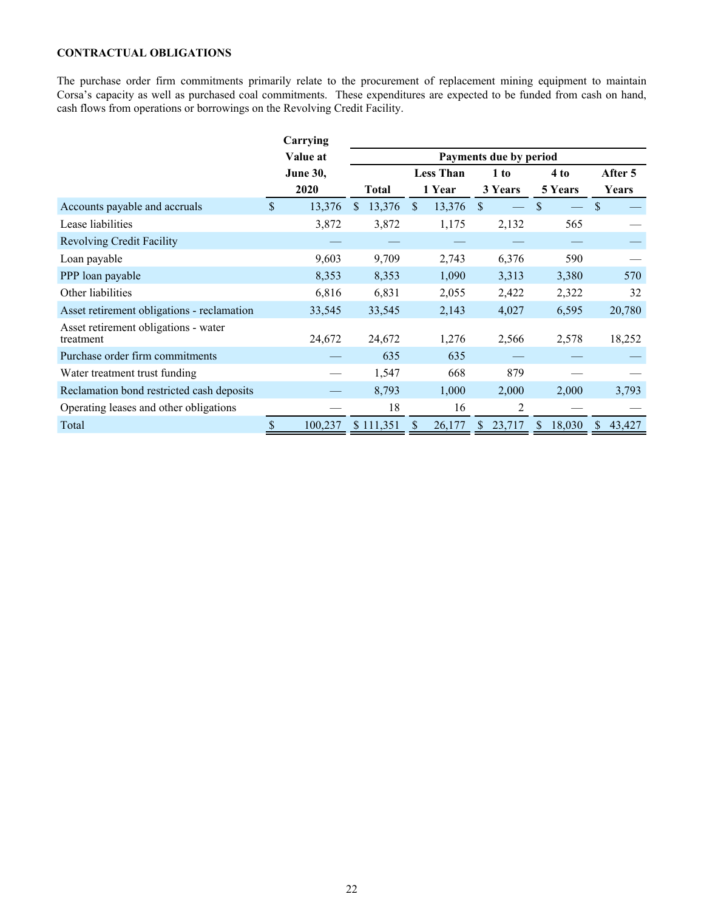**CONTRACTUAL OBLIGATIONS**

The purchase order firm commitments primarily relate to the procurement of replacement mining equipment to maintain Corsa's capacity as well as purchased coal commitments. These expenditures are expected to be funded from cash on hand, cash flows from operations or borrowings on the Revolving Credit Facility.

| | Carrying Value at June 30, 2020 | Payments due by period | | | | |
|---|---|---|---|---|---|---|
| | | Total | Less Than 1 Year | 1 to 3 Years | 4 to 5 Years | After 5 Years |
| Accounts payable and accruals | $ 13,376 | $ 13,376 | $ 13,376 | $ — | $ — | $ — |
| Lease liabilities | 3,872 | 3,872 | 1,175 | 2,132 | 565 | — |
| Revolving Credit Facility | — | — | — | — | — | — |
| Loan payable | 9,603 | 9,709 | 2,743 | 6,376 | 590 | — |
| PPP loan payable | 8,353 | 8,353 | 1,090 | 3,313 | 3,380 | 570 |
| Other liabilities | 6,816 | 6,831 | 2,055 | 2,422 | 2,322 | 32 |
| Asset retirement obligations - reclamation | 33,545 | 33,545 | 2,143 | 4,027 | 6,595 | 20,780 |
| Asset retirement obligations - water treatment | 24,672 | 24,672 | 1,276 | 2,566 | 2,578 | 18,252 |
| Purchase order firm commitments | — | 635 | 635 | — | — | — |
| Water treatment trust funding | — | 1,547 | 668 | 879 | — | — |
| Reclamation bond restricted cash deposits | — | 8,793 | 1,000 | 2,000 | 2,000 | 3,793 |
| Operating leases and other obligations | — | 18 | 16 | 2 | — | — |
| Total | $ 100,237 | $ 111,351 | $ 26,177 | $ 23,717 | $ 18,030 | $ 43,427 |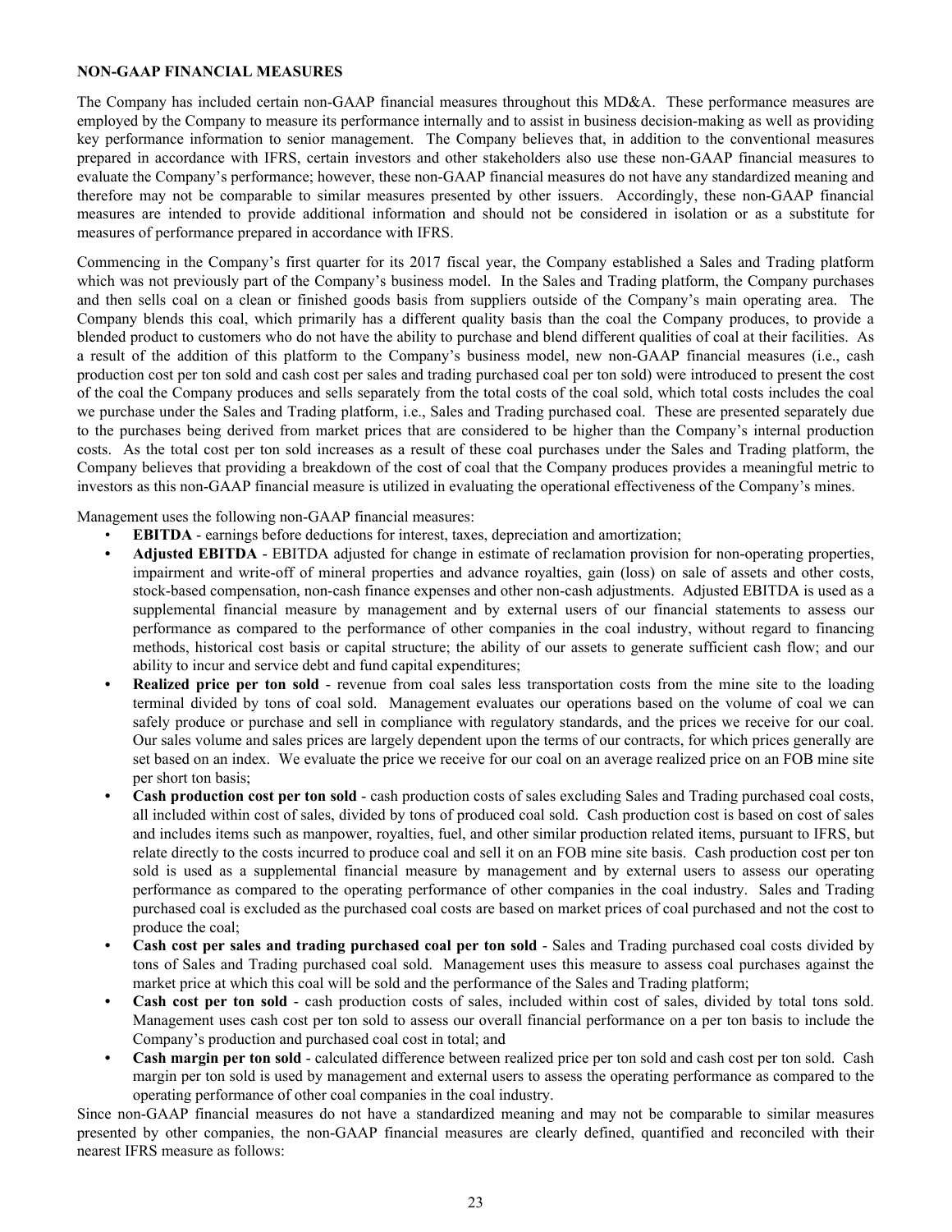## NON-GAAP FINANCIAL MEASURES

The Company has included certain non-GAAP financial measures throughout this MD&A. These performance measures are employed by the Company to measure its performance internally and to assist in business decision-making as well as providing key performance information to senior management. The Company believes that, in addition to the conventional measures prepared in accordance with IFRS, certain investors and other stakeholders also use these non-GAAP financial measures to evaluate the Company's performance; however, these non-GAAP financial measures do not have any standardized meaning and therefore may not be comparable to similar measures presented by other issuers. Accordingly, these non-GAAP financial measures are intended to provide additional information and should not be considered in isolation or as a substitute for measures of performance prepared in accordance with IFRS.

Commencing in the Company's first quarter for its 2017 fiscal year, the Company established a Sales and Trading platform which was not previously part of the Company's business model. In the Sales and Trading platform, the Company purchases and then sells coal on a clean or finished goods basis from suppliers outside of the Company's main operating area. The Company blends this coal, which primarily has a different quality basis than the coal the Company produces, to provide a blended product to customers who do not have the ability to purchase and blend different qualities of coal at their facilities. As a result of the addition of this platform to the Company's business model, new non-GAAP financial measures (i.e., cash production cost per ton sold and cash cost per sales and trading purchased coal per ton sold) were introduced to present the cost of the coal the Company produces and sells separately from the total costs of the coal sold, which total costs includes the coal we purchase under the Sales and Trading platform, i.e., Sales and Trading purchased coal. These are presented separately due to the purchases being derived from market prices that are considered to be higher than the Company's internal production costs. As the total cost per ton sold increases as a result of these coal purchases under the Sales and Trading platform, the Company believes that providing a breakdown of the cost of coal that the Company produces provides a meaningful metric to investors as this non-GAAP financial measure is utilized in evaluating the operational effectiveness of the Company's mines.

Management uses the following non-GAAP financial measures:

- **EBITDA** - earnings before deductions for interest, taxes, depreciation and amortization;
- **Adjusted EBITDA** - EBITDA adjusted for change in estimate of reclamation provision for non-operating properties, impairment and write-off of mineral properties and advance royalties, gain (loss) on sale of assets and other costs, stock-based compensation, non-cash finance expenses and other non-cash adjustments. Adjusted EBITDA is used as a supplemental financial measure by management and by external users of our financial statements to assess our performance as compared to the performance of other companies in the coal industry, without regard to financing methods, historical cost basis or capital structure; the ability of our assets to generate sufficient cash flow; and our ability to incur and service debt and fund capital expenditures;
- **Realized price per ton sold** - revenue from coal sales less transportation costs from the mine site to the loading terminal divided by tons of coal sold. Management evaluates our operations based on the volume of coal we can safely produce or purchase and sell in compliance with regulatory standards, and the prices we receive for our coal. Our sales volume and sales prices are largely dependent upon the terms of our contracts, for which prices generally are set based on an index. We evaluate the price we receive for our coal on an average realized price on an FOB mine site per short ton basis;
- **Cash production cost per ton sold** - cash production costs of sales excluding Sales and Trading purchased coal costs, all included within cost of sales, divided by tons of produced coal sold. Cash production cost is based on cost of sales and includes items such as manpower, royalties, fuel, and other similar production related items, pursuant to IFRS, but relate directly to the costs incurred to produce coal and sell it on an FOB mine site basis. Cash production cost per ton sold is used as a supplemental financial measure by management and by external users to assess our operating performance as compared to the operating performance of other companies in the coal industry. Sales and Trading purchased coal is excluded as the purchased coal costs are based on market prices of coal purchased and not the cost to produce the coal;
- **Cash cost per sales and trading purchased coal per ton sold** - Sales and Trading purchased coal costs divided by tons of Sales and Trading purchased coal sold. Management uses this measure to assess coal purchases against the market price at which this coal will be sold and the performance of the Sales and Trading platform;
- **Cash cost per ton sold** - cash production costs of sales, included within cost of sales, divided by total tons sold. Management uses cash cost per ton sold to assess our overall financial performance on a per ton basis to include the Company's production and purchased coal cost in total; and
- **Cash margin per ton sold** - calculated difference between realized price per ton sold and cash cost per ton sold. Cash margin per ton sold is used by management and external users to assess the operating performance as compared to the operating performance of other coal companies in the coal industry.

Since non-GAAP financial measures do not have a standardized meaning and may not be comparable to similar measures presented by other companies, the non-GAAP financial measures are clearly defined, quantified and reconciled with their nearest IFRS measure as follows: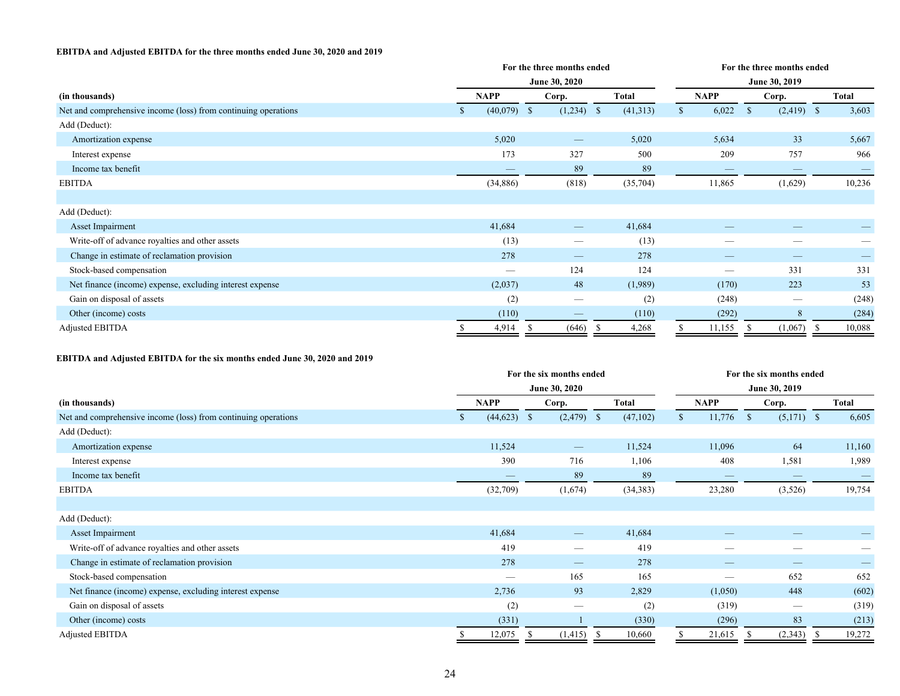**EBITDA and Adjusted EBITDA for the three months ended June 30, 2020 and 2019**

| | For the three months ended June 30, 2020 | | | For the three months ended June 30, 2019 | | |
|---|---|---|---|---|---|---|
| (in thousands) | NAPP | Corp. | Total | NAPP | Corp. | Total |
| Net and comprehensive income (loss) from continuing operations | $ (40,079) | $ (1,234) | $ (41,313) | $ 6,022 | $ (2,419) | $ 3,603 |
| Add (Deduct): | | | | | | |
| Amortization expense | 5,020 | — | 5,020 | 5,634 | 33 | 5,667 |
| Interest expense | 173 | 327 | 500 | 209 | 757 | 966 |
| Income tax benefit | — | 89 | 89 | — | — | — |
| EBITDA | (34,886) | (818) | (35,704) | 11,865 | (1,629) | 10,236 |
| | | | | | | |
| Add (Deduct): | | | | | | |
| Asset Impairment | 41,684 | — | 41,684 | — | — | — |
| Write-off of advance royalties and other assets | (13) | — | (13) | — | — | — |
| Change in estimate of reclamation provision | 278 | — | 278 | — | — | — |
| Stock-based compensation | — | 124 | 124 | — | 331 | 331 |
| Net finance (income) expense, excluding interest expense | (2,037) | 48 | (1,989) | (170) | 223 | 53 |
| Gain on disposal of assets | (2) | — | (2) | (248) | — | (248) |
| Other (income) costs | (110) | — | (110) | (292) | 8 | (284) |
| Adjusted EBITDA | $ 4,914 | $ (646) | $ 4,268 | $ 11,155 | $ (1,067) | $ 10,088 |

**EBITDA and Adjusted EBITDA for the six months ended June 30, 2020 and 2019**

| | For the six months ended June 30, 2020 | | | For the six months ended June 30, 2019 | | |
|---|---|---|---|---|---|---|
| (in thousands) | NAPP | Corp. | Total | NAPP | Corp. | Total |
| Net and comprehensive income (loss) from continuing operations | $ (44,623) | $ (2,479) | $ (47,102) | $ 11,776 | $ (5,171) | $ 6,605 |
| Add (Deduct): | | | | | | |
| Amortization expense | 11,524 | — | 11,524 | 11,096 | 64 | 11,160 |
| Interest expense | 390 | 716 | 1,106 | 408 | 1,581 | 1,989 |
| Income tax benefit | — | 89 | 89 | — | — | — |
| EBITDA | (32,709) | (1,674) | (34,383) | 23,280 | (3,526) | 19,754 |
| | | | | | | |
| Add (Deduct): | | | | | | |
| Asset Impairment | 41,684 | — | 41,684 | — | — | — |
| Write-off of advance royalties and other assets | 419 | — | 419 | — | — | — |
| Change in estimate of reclamation provision | 278 | — | 278 | — | — | — |
| Stock-based compensation | — | 165 | 165 | — | 652 | 652 |
| Net finance (income) expense, excluding interest expense | 2,736 | 93 | 2,829 | (1,050) | 448 | (602) |
| Gain on disposal of assets | (2) | — | (2) | (319) | — | (319) |
| Other (income) costs | (331) | 1 | (330) | (296) | 83 | (213) |
| Adjusted EBITDA | $ 12,075 | $ (1,415) | $ 10,660 | $ 21,615 | $ (2,343) | $ 19,272 |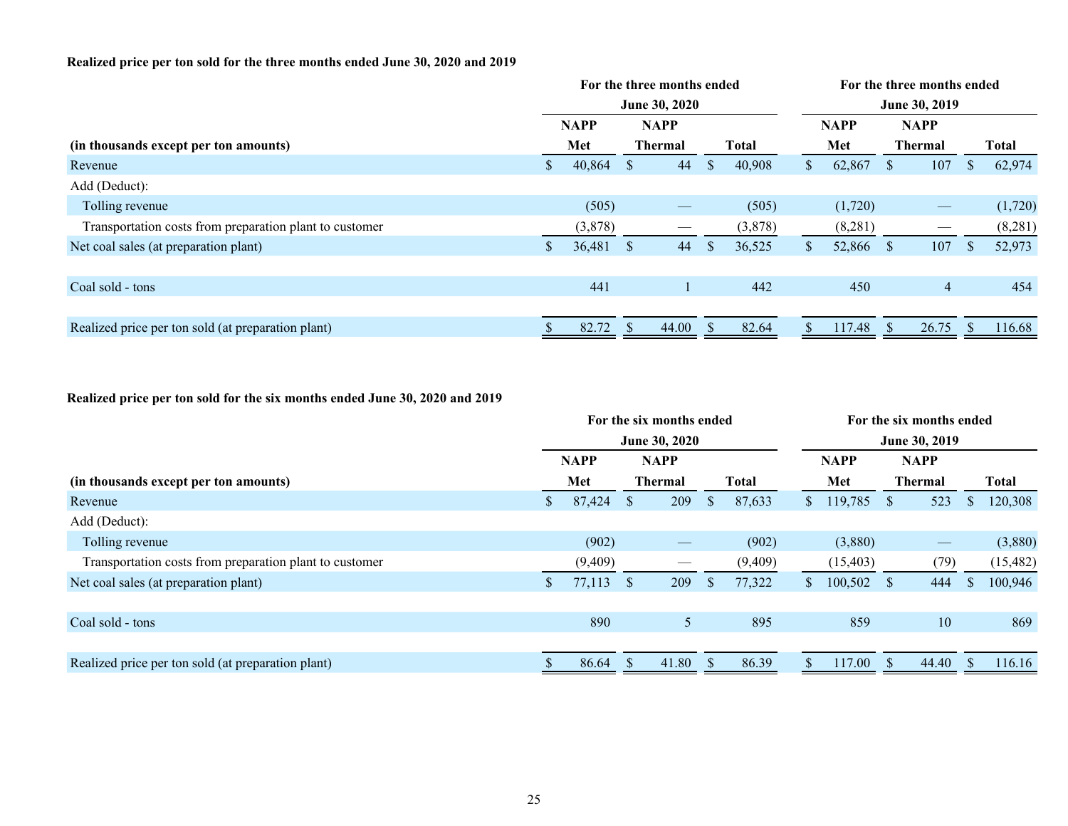**Realized price per ton sold for the three months ended June 30, 2020 and 2019**

| (in thousands except per ton amounts) | For the three months ended June 30, 2020 | | | For the three months ended June 30, 2019 | | |
|---|---|---|---|---|---|---|
| | NAPP Met | NAPP Thermal | Total | NAPP Met | NAPP Thermal | Total |
| Revenue | $ 40,864 | $ 44 | $ 40,908 | $ 62,867 | $ 107 | $ 62,974 |
| Add (Deduct): | | | | | | |
| Tolling revenue | (505) | — | (505) | (1,720) | — | (1,720) |
| Transportation costs from preparation plant to customer | (3,878) | — | (3,878) | (8,281) | — | (8,281) |
| Net coal sales (at preparation plant) | $ 36,481 | $ 44 | $ 36,525 | $ 52,866 | $ 107 | $ 52,973 |
| | | | | | | |
| Coal sold - tons | 441 | 1 | 442 | 450 | 4 | 454 |
| | | | | | | |
| Realized price per ton sold (at preparation plant) | $ 82.72 | $ 44.00 | $ 82.64 | $ 117.48 | $ 26.75 | $ 116.68 |

**Realized price per ton sold for the six months ended June 30, 2020 and 2019**

| (in thousands except per ton amounts) | For the six months ended June 30, 2020 | | | For the six months ended June 30, 2019 | | |
|---|---|---|---|---|---|---|
| | NAPP Met | NAPP Thermal | Total | NAPP Met | NAPP Thermal | Total |
| Revenue | $ 87,424 | $ 209 | $ 87,633 | $ 119,785 | $ 523 | $ 120,308 |
| Add (Deduct): | | | | | | |
| Tolling revenue | (902) | — | (902) | (3,880) | — | (3,880) |
| Transportation costs from preparation plant to customer | (9,409) | — | (9,409) | (15,403) | (79) | (15,482) |
| Net coal sales (at preparation plant) | $ 77,113 | $ 209 | $ 77,322 | $ 100,502 | $ 444 | $ 100,946 |
| | | | | | | |
| Coal sold - tons | 890 | 5 | 895 | 859 | 10 | 869 |
| | | | | | | |
| Realized price per ton sold (at preparation plant) | $ 86.64 | $ 41.80 | $ 86.39 | $ 117.00 | $ 44.40 | $ 116.16 |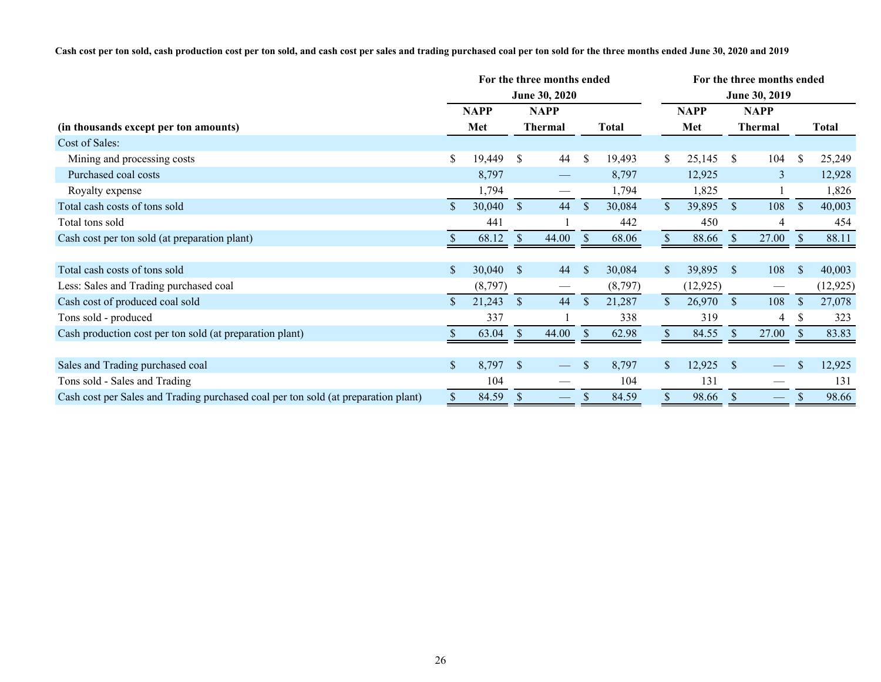**Cash cost per ton sold, cash production cost per ton sold, and cash cost per sales and trading purchased coal per ton sold for the three months ended June 30, 2020 and 2019**

| (in thousands except per ton amounts) | For the three months ended June 30, 2020 | | | For the three months ended June 30, 2019 | | |
|---|---|---|---|---|---|---|
| | NAPP Met | NAPP Thermal | Total | NAPP Met | NAPP Thermal | Total |
| Cost of Sales: | | | | | | |
| Mining and processing costs | $ 19,449 | $ 44 | $ 19,493 | $ 25,145 | $ 104 | $ 25,249 |
| Purchased coal costs | 8,797 | — | 8,797 | 12,925 | 3 | 12,928 |
| Royalty expense | 1,794 | — | 1,794 | 1,825 | 1 | 1,826 |
| Total cash costs of tons sold | $ 30,040 | $ 44 | $ 30,084 | $ 39,895 | $ 108 | $ 40,003 |
| Total tons sold | 441 | 1 | 442 | 450 | 4 | 454 |
| Cash cost per ton sold (at preparation plant) | $ 68.12 | $ 44.00 | $ 68.06 | $ 88.66 | $ 27.00 | $ 88.11 |
| | | | | | | |
| Total cash costs of tons sold | $ 30,040 | $ 44 | $ 30,084 | $ 39,895 | $ 108 | $ 40,003 |
| Less: Sales and Trading purchased coal | (8,797) | — | (8,797) | (12,925) | — | (12,925) |
| Cash cost of produced coal sold | $ 21,243 | $ 44 | $ 21,287 | $ 26,970 | $ 108 | $ 27,078 |
| Tons sold - produced | 337 | 1 | 338 | 319 | 4 | $ 323 |
| Cash production cost per ton sold (at preparation plant) | $ 63.04 | $ 44.00 | $ 62.98 | $ 84.55 | $ 27.00 | $ 83.83 |
| | | | | | | |
| Sales and Trading purchased coal | $ 8,797 | $ — | $ 8,797 | $ 12,925 | $ — | $ 12,925 |
| Tons sold - Sales and Trading | 104 | — | 104 | 131 | — | 131 |
| Cash cost per Sales and Trading purchased coal per ton sold (at preparation plant) | $ 84.59 | $ — | $ 84.59 | $ 98.66 | $ — | $ 98.66 |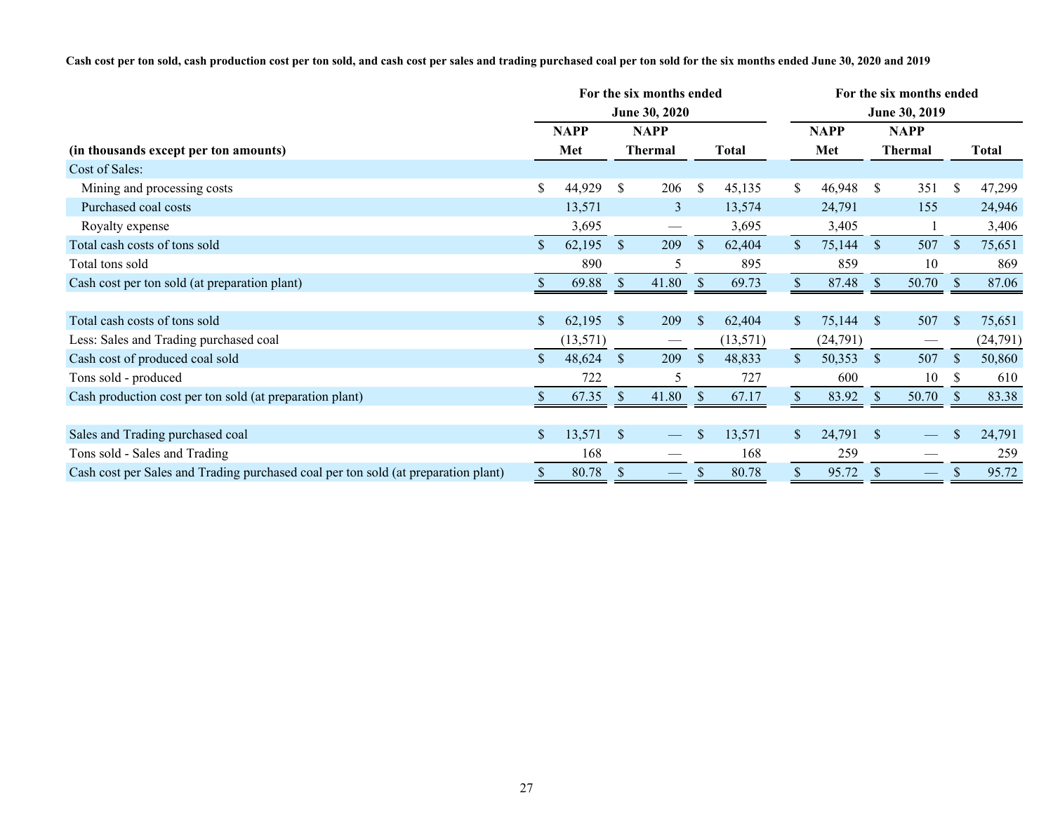**Cash cost per ton sold, cash production cost per ton sold, and cash cost per sales and trading purchased coal per ton sold for the six months ended June 30, 2020 and 2019**

| | For the six months ended June 30, 2020 | | | For the six months ended June 30, 2019 | | |
|---|---|---|---|---|---|---|
| (in thousands except per ton amounts) | NAPP Met | NAPP Thermal | Total | NAPP Met | NAPP Thermal | Total |
| Cost of Sales: | | | | | | |
| Mining and processing costs | $ 44,929 | $ 206 | $ 45,135 | $ 46,948 | $ 351 | $ 47,299 |
| Purchased coal costs | 13,571 | 3 | 13,574 | 24,791 | 155 | 24,946 |
| Royalty expense | 3,695 | — | 3,695 | 3,405 | 1 | 3,406 |
| Total cash costs of tons sold | $ 62,195 | $ 209 | $ 62,404 | $ 75,144 | $ 507 | $ 75,651 |
| Total tons sold | 890 | 5 | 895 | 859 | 10 | 869 |
| Cash cost per ton sold (at preparation plant) | $ 69.88 | $ 41.80 | $ 69.73 | $ 87.48 | $ 50.70 | $ 87.06 |
| | | | | | | |
| Total cash costs of tons sold | $ 62,195 | $ 209 | $ 62,404 | $ 75,144 | $ 507 | $ 75,651 |
| Less: Sales and Trading purchased coal | (13,571) | — | (13,571) | (24,791) | — | (24,791) |
| Cash cost of produced coal sold | $ 48,624 | $ 209 | $ 48,833 | $ 50,353 | $ 507 | $ 50,860 |
| Tons sold - produced | 722 | 5 | 727 | 600 | 10 | $ 610 |
| Cash production cost per ton sold (at preparation plant) | $ 67.35 | $ 41.80 | $ 67.17 | $ 83.92 | $ 50.70 | $ 83.38 |
| | | | | | | |
| Sales and Trading purchased coal | $ 13,571 | $ — | $ 13,571 | $ 24,791 | $ — | $ 24,791 |
| Tons sold - Sales and Trading | 168 | — | 168 | 259 | — | 259 |
| Cash cost per Sales and Trading purchased coal per ton sold (at preparation plant) | $ 80.78 | $ — | $ 80.78 | $ 95.72 | $ — | $ 95.72 |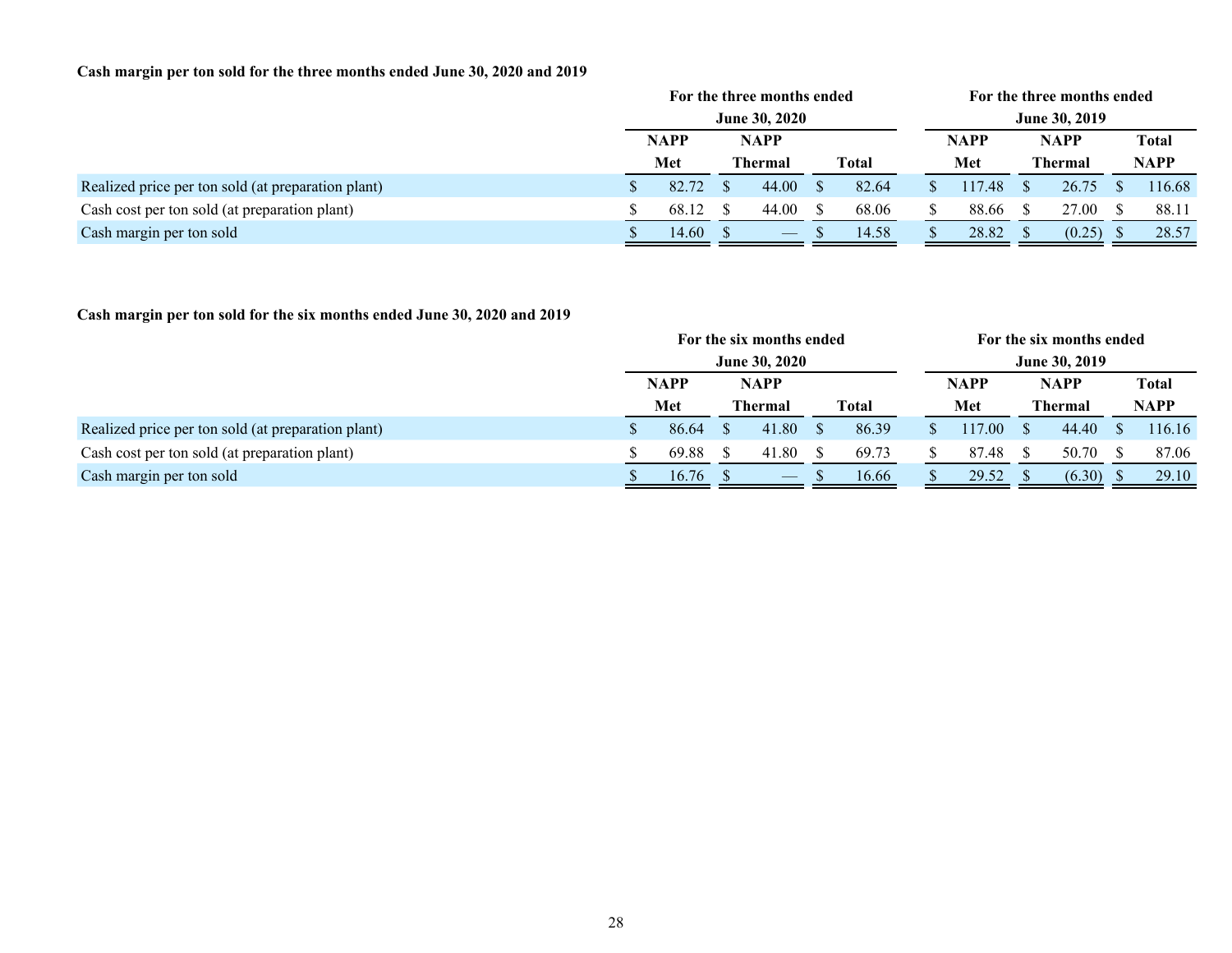**Cash margin per ton sold for the three months ended June 30, 2020 and 2019**

| | For the three months ended June 30, 2020 | | | For the three months ended June 30, 2019 | | |
|---|---|---|---|---|---|---|
| | NAPP Met | NAPP Thermal | Total | NAPP Met | NAPP Thermal | Total NAPP |
| Realized price per ton sold (at preparation plant) | $ 82.72 | $ 44.00 | $ 82.64 | $ 117.48 | $ 26.75 | $ 116.68 |
| Cash cost per ton sold (at preparation plant) | $ 68.12 | $ 44.00 | $ 68.06 | $ 88.66 | $ 27.00 | $ 88.11 |
| Cash margin per ton sold | $ 14.60 | $ — | $ 14.58 | $ 28.82 | $ (0.25) | $ 28.57 |

**Cash margin per ton sold for the six months ended June 30, 2020 and 2019**

| | For the six months ended June 30, 2020 | | | For the six months ended June 30, 2019 | | |
|---|---|---|---|---|---|---|
| | NAPP Met | NAPP Thermal | Total | NAPP Met | NAPP Thermal | Total NAPP |
| Realized price per ton sold (at preparation plant) | $ 86.64 | $ 41.80 | $ 86.39 | $ 117.00 | $ 44.40 | $ 116.16 |
| Cash cost per ton sold (at preparation plant) | $ 69.88 | $ 41.80 | $ 69.73 | $ 87.48 | $ 50.70 | $ 87.06 |
| Cash margin per ton sold | $ 16.76 | $ — | $ 16.66 | $ 29.52 | $ (6.30) | $ 29.10 |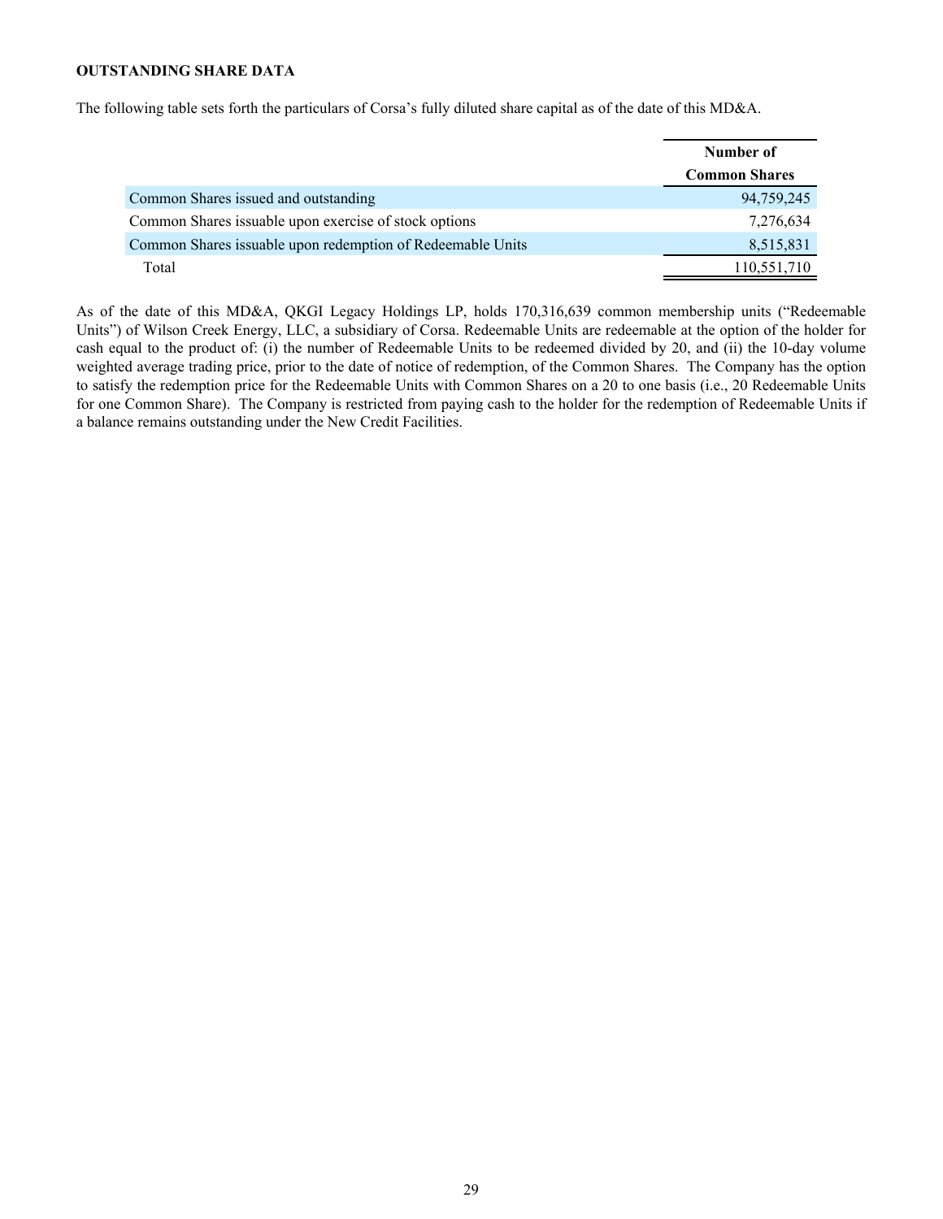**OUTSTANDING SHARE DATA**

The following table sets forth the particulars of Corsa's fully diluted share capital as of the date of this MD&A.

| | Number of Common Shares |
|---|---|
| Common Shares issued and outstanding | 94,759,245 |
| Common Shares issuable upon exercise of stock options | 7,276,634 |
| Common Shares issuable upon redemption of Redeemable Units | 8,515,831 |
| Total | 110,551,710 |

As of the date of this MD&A, QKGI Legacy Holdings LP, holds 170,316,639 common membership units ("Redeemable Units") of Wilson Creek Energy, LLC, a subsidiary of Corsa. Redeemable Units are redeemable at the option of the holder for cash equal to the product of: (i) the number of Redeemable Units to be redeemed divided by 20, and (ii) the 10-day volume weighted average trading price, prior to the date of notice of redemption, of the Common Shares. The Company has the option to satisfy the redemption price for the Redeemable Units with Common Shares on a 20 to one basis (i.e., 20 Redeemable Units for one Common Share). The Company is restricted from paying cash to the holder for the redemption of Redeemable Units if a balance remains outstanding under the New Credit Facilities.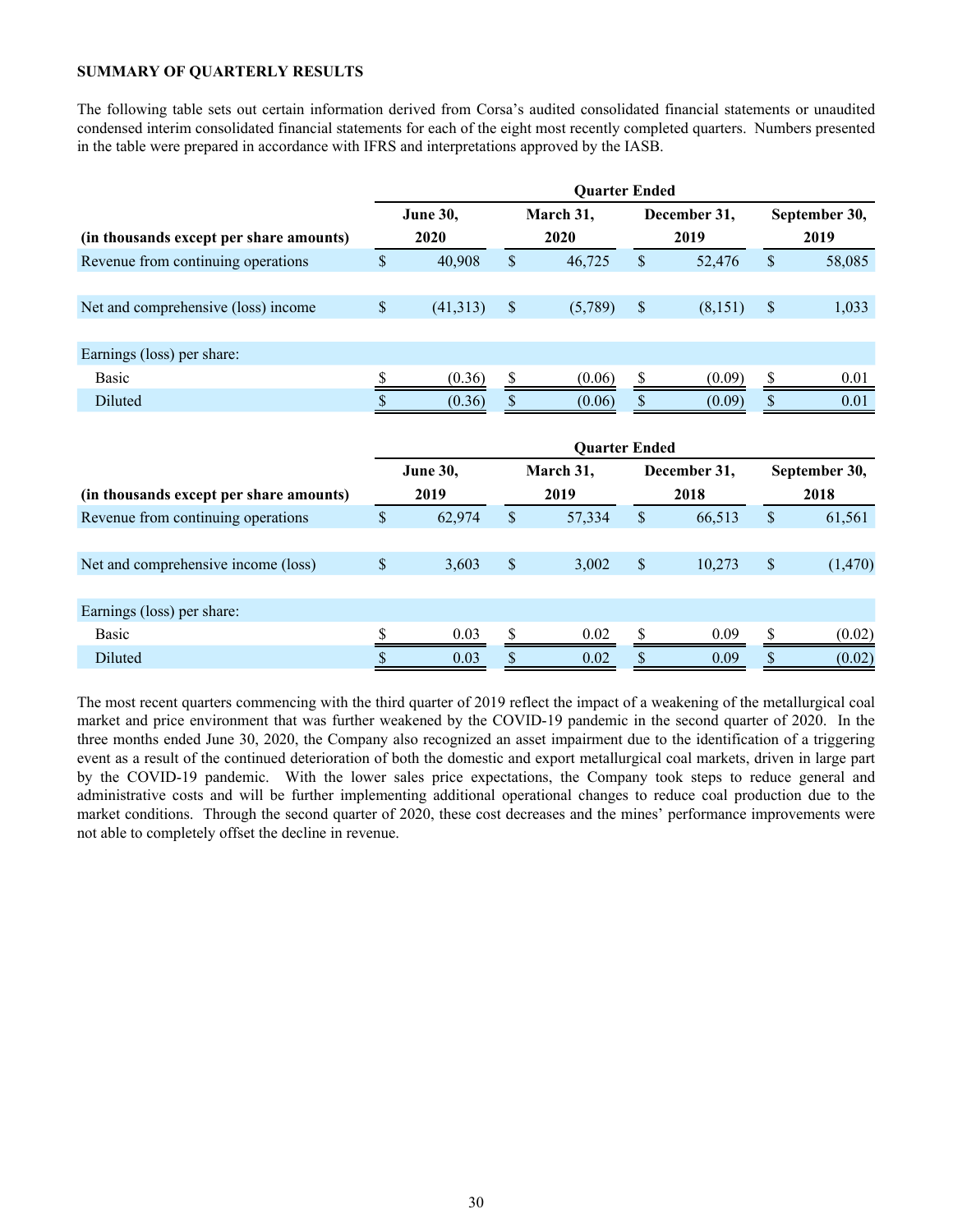**SUMMARY OF QUARTERLY RESULTS**

The following table sets out certain information derived from Corsa's audited consolidated financial statements or unaudited condensed interim consolidated financial statements for each of the eight most recently completed quarters. Numbers presented in the table were prepared in accordance with IFRS and interpretations approved by the IASB.

| | Quarter Ended | | | |
|---|---|---|---|---|
| **(in thousands except per share amounts)** | **June 30, 2020** | **March 31, 2020** | **December 31, 2019** | **September 30, 2019** |
| Revenue from continuing operations | $ 40,908 | $ 46,725 | $ 52,476 | $ 58,085 |
| Net and comprehensive (loss) income | $ (41,313) | $ (5,789) | $ (8,151) | $ 1,033 |
| Earnings (loss) per share: | | | | |
| Basic | $ (0.36) | $ (0.06) | $ (0.09) | $ 0.01 |
| Diluted | $ (0.36) | $ (0.06) | $ (0.09) | $ 0.01 |

| | Quarter Ended | | | |
|---|---|---|---|---|
| **(in thousands except per share amounts)** | **June 30, 2019** | **March 31, 2019** | **December 31, 2018** | **September 30, 2018** |
| Revenue from continuing operations | $ 62,974 | $ 57,334 | $ 66,513 | $ 61,561 |
| Net and comprehensive income (loss) | $ 3,603 | $ 3,002 | $ 10,273 | $ (1,470) |
| Earnings (loss) per share: | | | | |
| Basic | $ 0.03 | $ 0.02 | $ 0.09 | $ (0.02) |
| Diluted | $ 0.03 | $ 0.02 | $ 0.09 | $ (0.02) |

The most recent quarters commencing with the third quarter of 2019 reflect the impact of a weakening of the metallurgical coal market and price environment that was further weakened by the COVID-19 pandemic in the second quarter of 2020. In the three months ended June 30, 2020, the Company also recognized an asset impairment due to the identification of a triggering event as a result of the continued deterioration of both the domestic and export metallurgical coal markets, driven in large part by the COVID-19 pandemic. With the lower sales price expectations, the Company took steps to reduce general and administrative costs and will be further implementing additional operational changes to reduce coal production due to the market conditions. Through the second quarter of 2020, these cost decreases and the mines' performance improvements were not able to completely offset the decline in revenue.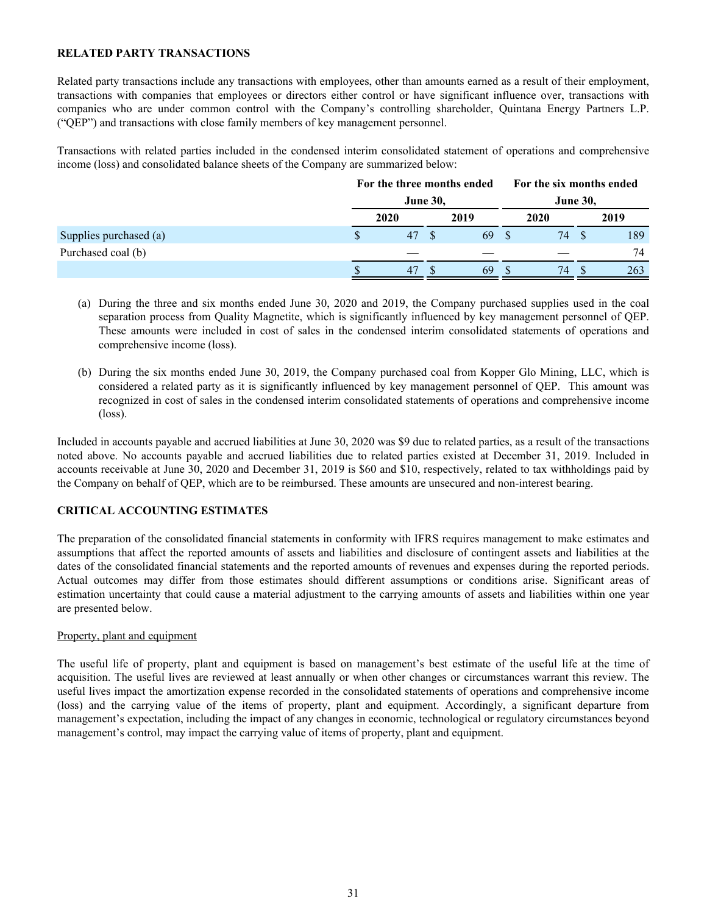**RELATED PARTY TRANSACTIONS**

Related party transactions include any transactions with employees, other than amounts earned as a result of their employment, transactions with companies that employees or directors either control or have significant influence over, transactions with companies who are under common control with the Company's controlling shareholder, Quintana Energy Partners L.P. ("QEP") and transactions with close family members of key management personnel.

Transactions with related parties included in the condensed interim consolidated statement of operations and comprehensive income (loss) and consolidated balance sheets of the Company are summarized below:

| | For the three months ended June 30, | | For the six months ended June 30, | |
|---|---|---|---|---|
| | 2020 | 2019 | 2020 | 2019 |
| Supplies purchased (a) | $ 47 | $ 69 | $ 74 | $ 189 |
| Purchased coal (b) | — | — | — | 74 |
| | $ 47 | $ 69 | $ 74 | $ 263 |

(a) During the three and six months ended June 30, 2020 and 2019, the Company purchased supplies used in the coal separation process from Quality Magnetite, which is significantly influenced by key management personnel of QEP. These amounts were included in cost of sales in the condensed interim consolidated statements of operations and comprehensive income (loss).

(b) During the six months ended June 30, 2019, the Company purchased coal from Kopper Glo Mining, LLC, which is considered a related party as it is significantly influenced by key management personnel of QEP. This amount was recognized in cost of sales in the condensed interim consolidated statements of operations and comprehensive income (loss).

Included in accounts payable and accrued liabilities at June 30, 2020 was $9 due to related parties, as a result of the transactions noted above. No accounts payable and accrued liabilities due to related parties existed at December 31, 2019. Included in accounts receivable at June 30, 2020 and December 31, 2019 is $60 and $10, respectively, related to tax withholdings paid by the Company on behalf of QEP, which are to be reimbursed. These amounts are unsecured and non-interest bearing.

**CRITICAL ACCOUNTING ESTIMATES**

The preparation of the consolidated financial statements in conformity with IFRS requires management to make estimates and assumptions that affect the reported amounts of assets and liabilities and disclosure of contingent assets and liabilities at the dates of the consolidated financial statements and the reported amounts of revenues and expenses during the reported periods. Actual outcomes may differ from those estimates should different assumptions or conditions arise. Significant areas of estimation uncertainty that could cause a material adjustment to the carrying amounts of assets and liabilities within one year are presented below.

Property, plant and equipment

The useful life of property, plant and equipment is based on management's best estimate of the useful life at the time of acquisition. The useful lives are reviewed at least annually or when other changes or circumstances warrant this review. The useful lives impact the amortization expense recorded in the consolidated statements of operations and comprehensive income (loss) and the carrying value of the items of property, plant and equipment. Accordingly, a significant departure from management's expectation, including the impact of any changes in economic, technological or regulatory circumstances beyond management's control, may impact the carrying value of items of property, plant and equipment.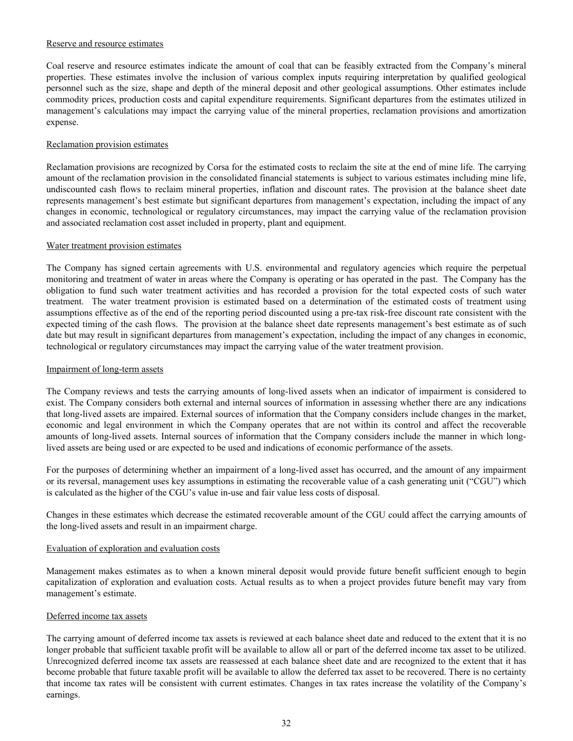### Reserve and resource estimates

Coal reserve and resource estimates indicate the amount of coal that can be feasibly extracted from the Company's mineral properties. These estimates involve the inclusion of various complex inputs requiring interpretation by qualified geological personnel such as the size, shape and depth of the mineral deposit and other geological assumptions. Other estimates include commodity prices, production costs and capital expenditure requirements. Significant departures from the estimates utilized in management's calculations may impact the carrying value of the mineral properties, reclamation provisions and amortization expense.

### Reclamation provision estimates

Reclamation provisions are recognized by Corsa for the estimated costs to reclaim the site at the end of mine life. The carrying amount of the reclamation provision in the consolidated financial statements is subject to various estimates including mine life, undiscounted cash flows to reclaim mineral properties, inflation and discount rates. The provision at the balance sheet date represents management's best estimate but significant departures from management's expectation, including the impact of any changes in economic, technological or regulatory circumstances, may impact the carrying value of the reclamation provision and associated reclamation cost asset included in property, plant and equipment.

### Water treatment provision estimates

The Company has signed certain agreements with U.S. environmental and regulatory agencies which require the perpetual monitoring and treatment of water in areas where the Company is operating or has operated in the past. The Company has the obligation to fund such water treatment activities and has recorded a provision for the total expected costs of such water treatment. The water treatment provision is estimated based on a determination of the estimated costs of treatment using assumptions effective as of the end of the reporting period discounted using a pre-tax risk-free discount rate consistent with the expected timing of the cash flows. The provision at the balance sheet date represents management's best estimate as of such date but may result in significant departures from management's expectation, including the impact of any changes in economic, technological or regulatory circumstances may impact the carrying value of the water treatment provision.

### Impairment of long-term assets

The Company reviews and tests the carrying amounts of long-lived assets when an indicator of impairment is considered to exist. The Company considers both external and internal sources of information in assessing whether there are any indications that long-lived assets are impaired. External sources of information that the Company considers include changes in the market, economic and legal environment in which the Company operates that are not within its control and affect the recoverable amounts of long-lived assets. Internal sources of information that the Company considers include the manner in which long-lived assets are being used or are expected to be used and indications of economic performance of the assets.

For the purposes of determining whether an impairment of a long-lived asset has occurred, and the amount of any impairment or its reversal, management uses key assumptions in estimating the recoverable value of a cash generating unit ("CGU") which is calculated as the higher of the CGU's value in-use and fair value less costs of disposal.

Changes in these estimates which decrease the estimated recoverable amount of the CGU could affect the carrying amounts of the long-lived assets and result in an impairment charge.

### Evaluation of exploration and evaluation costs

Management makes estimates as to when a known mineral deposit would provide future benefit sufficient enough to begin capitalization of exploration and evaluation costs. Actual results as to when a project provides future benefit may vary from management's estimate.

### Deferred income tax assets

The carrying amount of deferred income tax assets is reviewed at each balance sheet date and reduced to the extent that it is no longer probable that sufficient taxable profit will be available to allow all or part of the deferred income tax asset to be utilized. Unrecognized deferred income tax assets are reassessed at each balance sheet date and are recognized to the extent that it has become probable that future taxable profit will be available to allow the deferred tax asset to be recovered. There is no certainty that income tax rates will be consistent with current estimates. Changes in tax rates increase the volatility of the Company's earnings.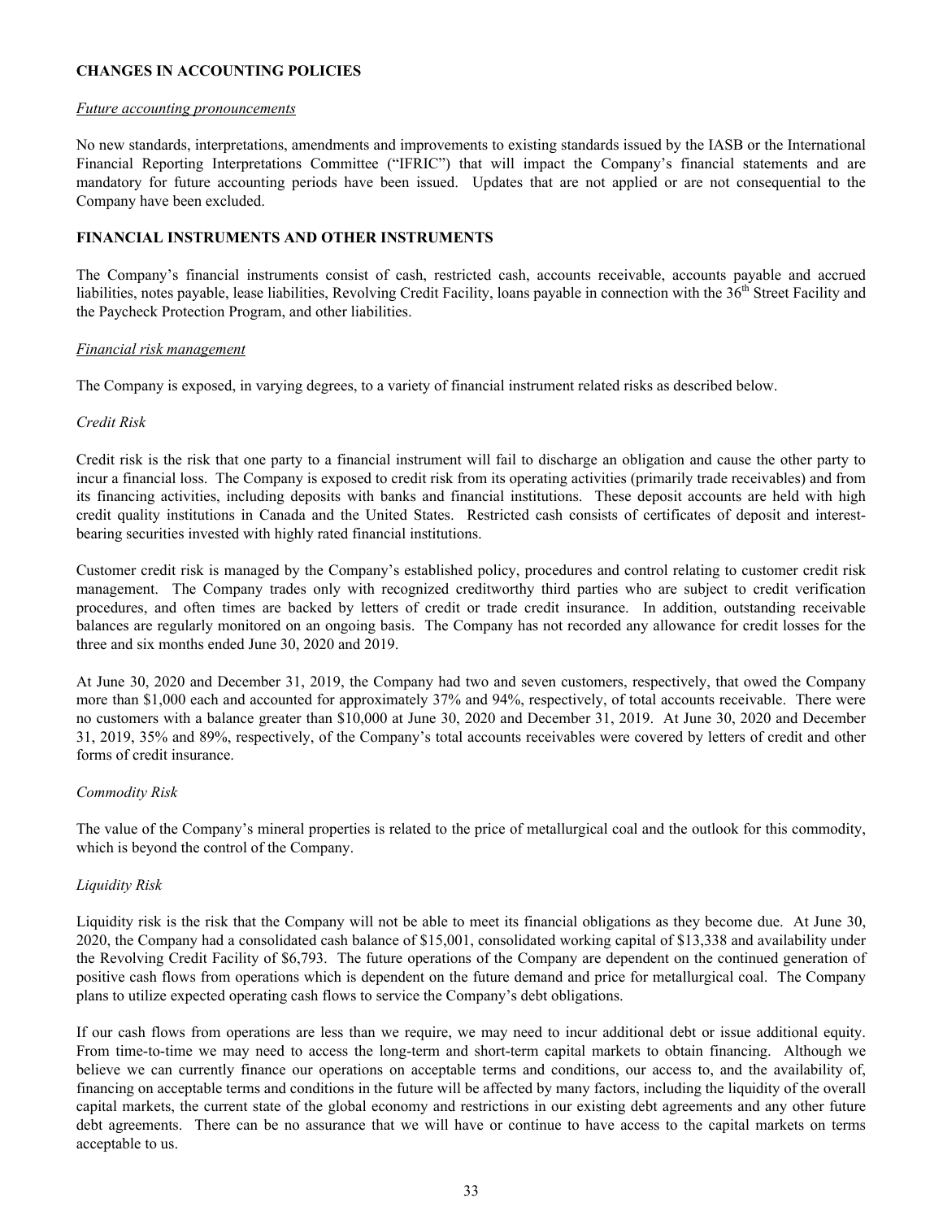## CHANGES IN ACCOUNTING POLICIES

*Future accounting pronouncements*

No new standards, interpretations, amendments and improvements to existing standards issued by the IASB or the International Financial Reporting Interpretations Committee ("IFRIC") that will impact the Company's financial statements and are mandatory for future accounting periods have been issued. Updates that are not applied or are not consequential to the Company have been excluded.

## FINANCIAL INSTRUMENTS AND OTHER INSTRUMENTS

The Company's financial instruments consist of cash, restricted cash, accounts receivable, accounts payable and accrued liabilities, notes payable, lease liabilities, Revolving Credit Facility, loans payable in connection with the 36th Street Facility and the Paycheck Protection Program, and other liabilities.

*Financial risk management*

The Company is exposed, in varying degrees, to a variety of financial instrument related risks as described below.

*Credit Risk*

Credit risk is the risk that one party to a financial instrument will fail to discharge an obligation and cause the other party to incur a financial loss. The Company is exposed to credit risk from its operating activities (primarily trade receivables) and from its financing activities, including deposits with banks and financial institutions. These deposit accounts are held with high credit quality institutions in Canada and the United States. Restricted cash consists of certificates of deposit and interest-bearing securities invested with highly rated financial institutions.

Customer credit risk is managed by the Company's established policy, procedures and control relating to customer credit risk management. The Company trades only with recognized creditworthy third parties who are subject to credit verification procedures, and often times are backed by letters of credit or trade credit insurance. In addition, outstanding receivable balances are regularly monitored on an ongoing basis. The Company has not recorded any allowance for credit losses for the three and six months ended June 30, 2020 and 2019.

At June 30, 2020 and December 31, 2019, the Company had two and seven customers, respectively, that owed the Company more than $1,000 each and accounted for approximately 37% and 94%, respectively, of total accounts receivable. There were no customers with a balance greater than $10,000 at June 30, 2020 and December 31, 2019. At June 30, 2020 and December 31, 2019, 35% and 89%, respectively, of the Company's total accounts receivables were covered by letters of credit and other forms of credit insurance.

*Commodity Risk*

The value of the Company's mineral properties is related to the price of metallurgical coal and the outlook for this commodity, which is beyond the control of the Company.

*Liquidity Risk*

Liquidity risk is the risk that the Company will not be able to meet its financial obligations as they become due. At June 30, 2020, the Company had a consolidated cash balance of $15,001, consolidated working capital of $13,338 and availability under the Revolving Credit Facility of $6,793. The future operations of the Company are dependent on the continued generation of positive cash flows from operations which is dependent on the future demand and price for metallurgical coal. The Company plans to utilize expected operating cash flows to service the Company's debt obligations.

If our cash flows from operations are less than we require, we may need to incur additional debt or issue additional equity. From time-to-time we may need to access the long-term and short-term capital markets to obtain financing. Although we believe we can currently finance our operations on acceptable terms and conditions, our access to, and the availability of, financing on acceptable terms and conditions in the future will be affected by many factors, including the liquidity of the overall capital markets, the current state of the global economy and restrictions in our existing debt agreements and any other future debt agreements. There can be no assurance that we will have or continue to have access to the capital markets on terms acceptable to us.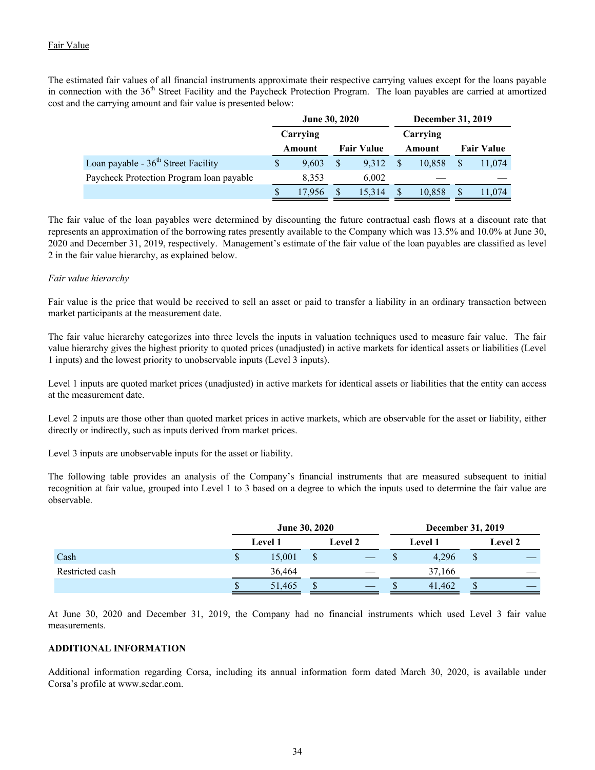Fair Value

The estimated fair values of all financial instruments approximate their respective carrying values except for the loans payable in connection with the 36th Street Facility and the Paycheck Protection Program. The loan payables are carried at amortized cost and the carrying amount and fair value is presented below:

| | June 30, 2020 | | December 31, 2019 | |
|---|---|---|---|---|
| | Carrying Amount | Fair Value | Carrying Amount | Fair Value |
| Loan payable - 36th Street Facility | $ 9,603 | $ 9,312 | $ 10,858 | $ 11,074 |
| Paycheck Protection Program loan payable | 8,353 | 6,002 | — | — |
| | $ 17,956 | $ 15,314 | $ 10,858 | $ 11,074 |

The fair value of the loan payables were determined by discounting the future contractual cash flows at a discount rate that represents an approximation of the borrowing rates presently available to the Company which was 13.5% and 10.0% at June 30, 2020 and December 31, 2019, respectively. Management's estimate of the fair value of the loan payables are classified as level 2 in the fair value hierarchy, as explained below.

*Fair value hierarchy*

Fair value is the price that would be received to sell an asset or paid to transfer a liability in an ordinary transaction between market participants at the measurement date.

The fair value hierarchy categorizes into three levels the inputs in valuation techniques used to measure fair value. The fair value hierarchy gives the highest priority to quoted prices (unadjusted) in active markets for identical assets or liabilities (Level 1 inputs) and the lowest priority to unobservable inputs (Level 3 inputs).

Level 1 inputs are quoted market prices (unadjusted) in active markets for identical assets or liabilities that the entity can access at the measurement date.

Level 2 inputs are those other than quoted market prices in active markets, which are observable for the asset or liability, either directly or indirectly, such as inputs derived from market prices.

Level 3 inputs are unobservable inputs for the asset or liability.

The following table provides an analysis of the Company's financial instruments that are measured subsequent to initial recognition at fair value, grouped into Level 1 to 3 based on a degree to which the inputs used to determine the fair value are observable.

| | June 30, 2020 | | December 31, 2019 | |
|---|---|---|---|---|
| | Level 1 | Level 2 | Level 1 | Level 2 |
| Cash | $ 15,001 | $ — | $ 4,296 | $ — |
| Restricted cash | 36,464 | — | 37,166 | — |
| | $ 51,465 | $ — | $ 41,462 | $ — |

At June 30, 2020 and December 31, 2019, the Company had no financial instruments which used Level 3 fair value measurements.

**ADDITIONAL INFORMATION**

Additional information regarding Corsa, including its annual information form dated March 30, 2020, is available under Corsa's profile at www.sedar.com.